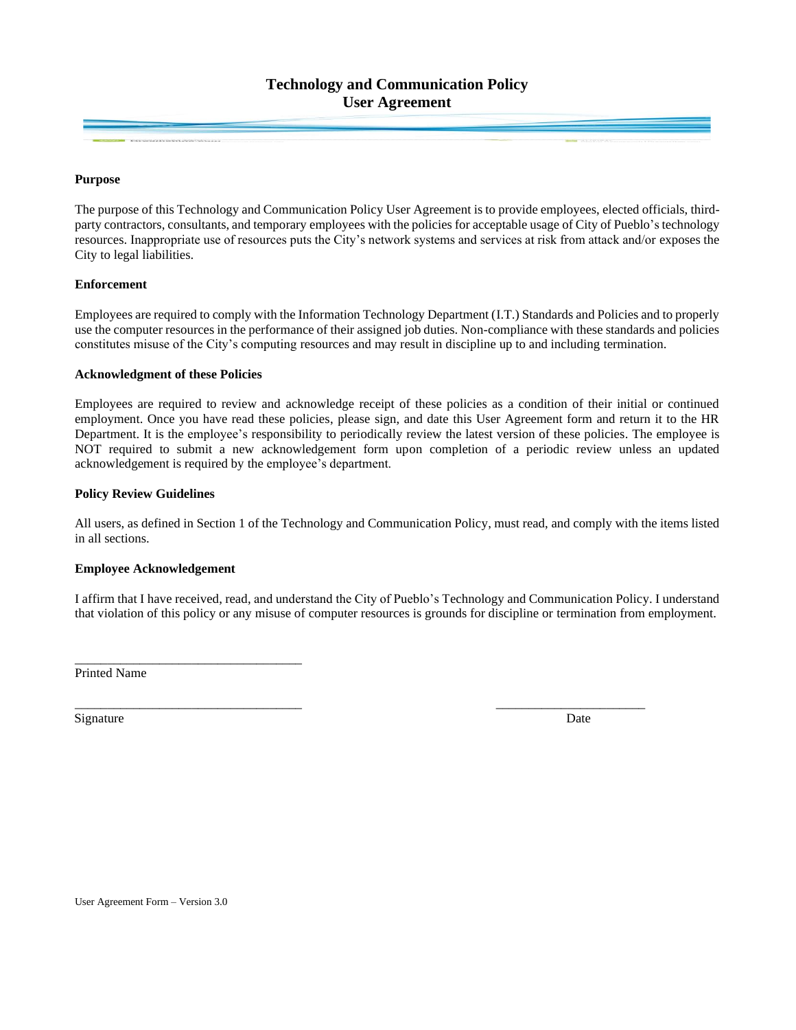# Technology and Communication Policy
## User Agreement

**Purpose**

The purpose of this Technology and Communication Policy User Agreement is to provide employees, elected officials, third-party contractors, consultants, and temporary employees with the policies for acceptable usage of City of Pueblo's technology resources. Inappropriate use of resources puts the City's network systems and services at risk from attack and/or exposes the City to legal liabilities.

**Enforcement**

Employees are required to comply with the Information Technology Department (I.T.) Standards and Policies and to properly use the computer resources in the performance of their assigned job duties. Non-compliance with these standards and policies constitutes misuse of the City's computing resources and may result in discipline up to and including termination.

**Acknowledgment of these Policies**

Employees are required to review and acknowledge receipt of these policies as a condition of their initial or continued employment. Once you have read these policies, please sign, and date this User Agreement form and return it to the HR Department. It is the employee's responsibility to periodically review the latest version of these policies. The employee is NOT required to submit a new acknowledgement form upon completion of a periodic review unless an updated acknowledgement is required by the employee's department.

**Policy Review Guidelines**

All users, as defined in Section 1 of the Technology and Communication Policy, must read, and comply with the items listed in all sections.

**Employee Acknowledgement**

I affirm that I have received, read, and understand the City of Pueblo's Technology and Communication Policy. I understand that violation of this policy or any misuse of computer resources is grounds for discipline or termination from employment.

___________________________________
Printed Name

___________________________________ ________________________
Signature Date

User Agreement Form – Version 3.0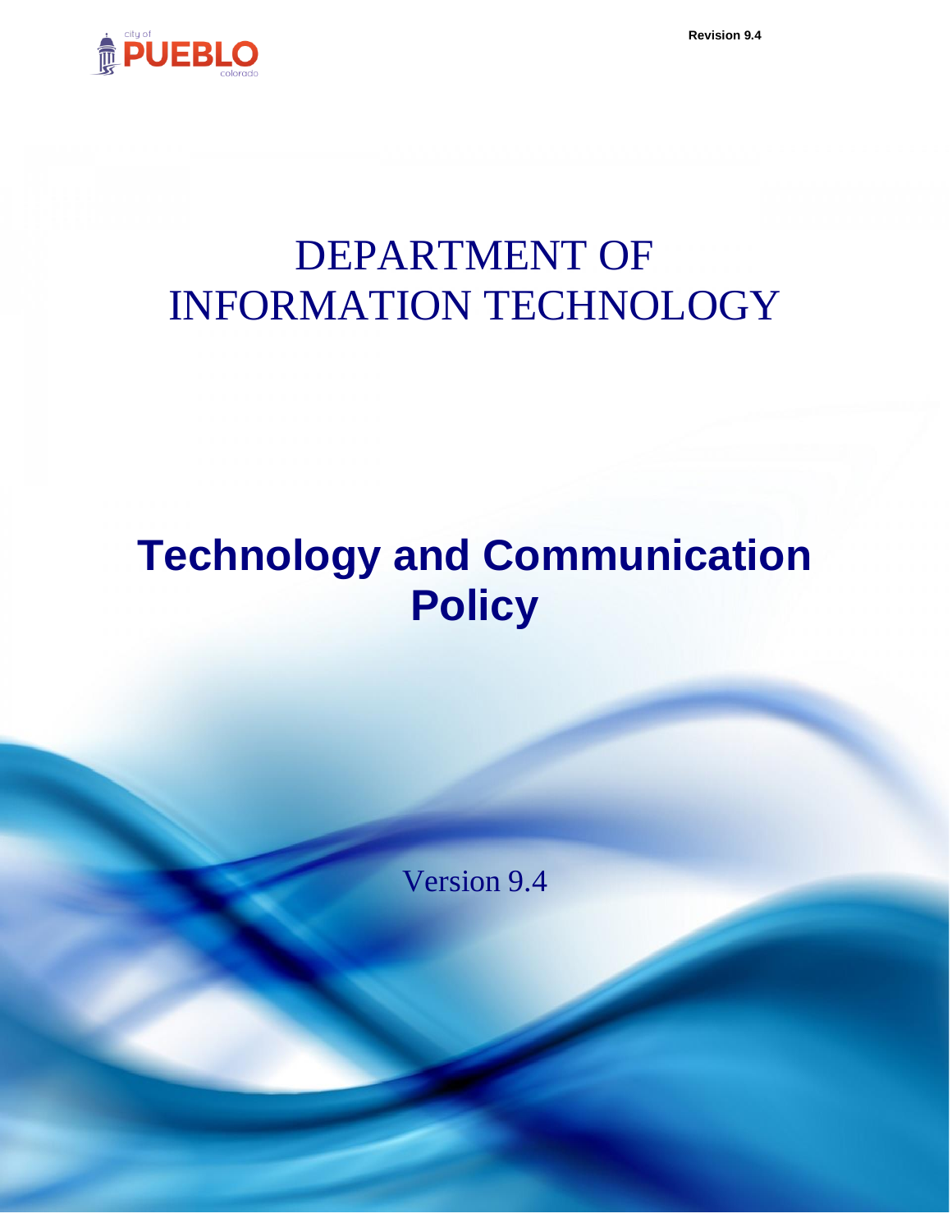Revision 9.4

# DEPARTMENT OF INFORMATION TECHNOLOGY

# Technology and Communication Policy

Version 9.4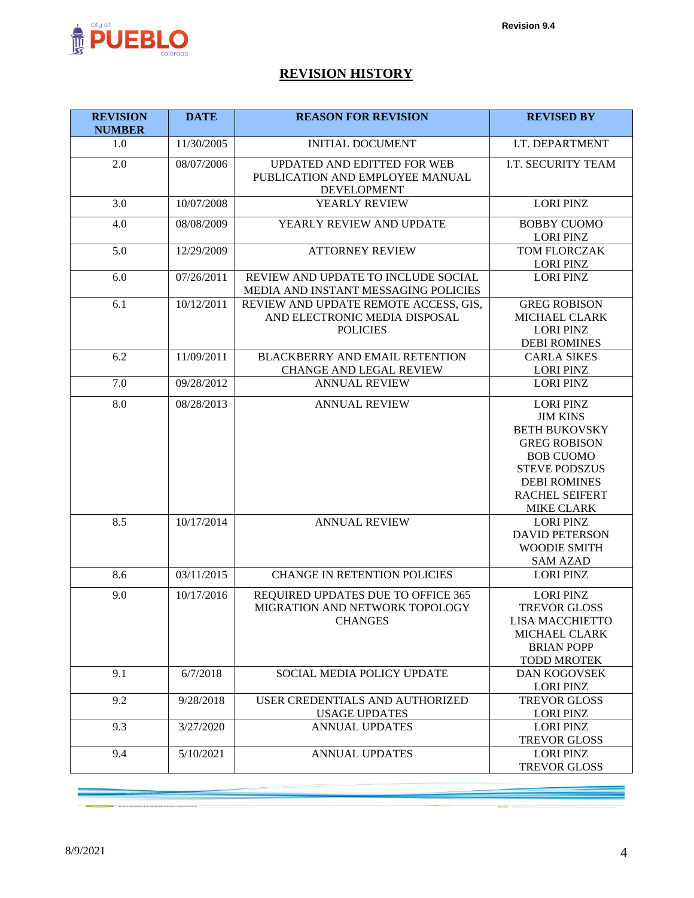## REVISION HISTORY

| REVISION NUMBER | DATE | REASON FOR REVISION | REVISED BY |
|---|---|---|---|
| 1.0 | 11/30/2005 | INITIAL DOCUMENT | I.T. DEPARTMENT |
| 2.0 | 08/07/2006 | UPDATED AND EDITTED FOR WEB PUBLICATION AND EMPLOYEE MANUAL DEVELOPMENT | I.T. SECURITY TEAM |
| 3.0 | 10/07/2008 | YEARLY REVIEW | LORI PINZ |
| 4.0 | 08/08/2009 | YEARLY REVIEW AND UPDATE | BOBBY CUOMO<br>LORI PINZ |
| 5.0 | 12/29/2009 | ATTORNEY REVIEW | TOM FLORCZAK<br>LORI PINZ |
| 6.0 | 07/26/2011 | REVIEW AND UPDATE TO INCLUDE SOCIAL MEDIA AND INSTANT MESSAGING POLICIES | LORI PINZ |
| 6.1 | 10/12/2011 | REVIEW AND UPDATE REMOTE ACCESS, GIS, AND ELECTRONIC MEDIA DISPOSAL POLICIES | GREG ROBISON<br>MICHAEL CLARK<br>LORI PINZ<br>DEBI ROMINES |
| 6.2 | 11/09/2011 | BLACKBERRY AND EMAIL RETENTION CHANGE AND LEGAL REVIEW | CARLA SIKES<br>LORI PINZ |
| 7.0 | 09/28/2012 | ANNUAL REVIEW | LORI PINZ |
| 8.0 | 08/28/2013 | ANNUAL REVIEW | LORI PINZ<br>JIM KINS<br>BETH BUKOVSKY<br>GREG ROBISON<br>BOB CUOMO<br>STEVE PODSZUS<br>DEBI ROMINES<br>RACHEL SEIFERT<br>MIKE CLARK |
| 8.5 | 10/17/2014 | ANNUAL REVIEW | LORI PINZ<br>DAVID PETERSON<br>WOODIE SMITH<br>SAM AZAD |
| 8.6 | 03/11/2015 | CHANGE IN RETENTION POLICIES | LORI PINZ |
| 9.0 | 10/17/2016 | REQUIRED UPDATES DUE TO OFFICE 365 MIGRATION AND NETWORK TOPOLOGY CHANGES | LORI PINZ<br>TREVOR GLOSS<br>LISA MACCHIETTO<br>MICHAEL CLARK<br>BRIAN POPP<br>TODD MROTEK |
| 9.1 | 6/7/2018 | SOCIAL MEDIA POLICY UPDATE | DAN KOGOVSEK<br>LORI PINZ |
| 9.2 | 9/28/2018 | USER CREDENTIALS AND AUTHORIZED USAGE UPDATES | TREVOR GLOSS<br>LORI PINZ |
| 9.3 | 3/27/2020 | ANNUAL UPDATES | LORI PINZ<br>TREVOR GLOSS |
| 9.4 | 5/10/2021 | ANNUAL UPDATES | LORI PINZ<br>TREVOR GLOSS |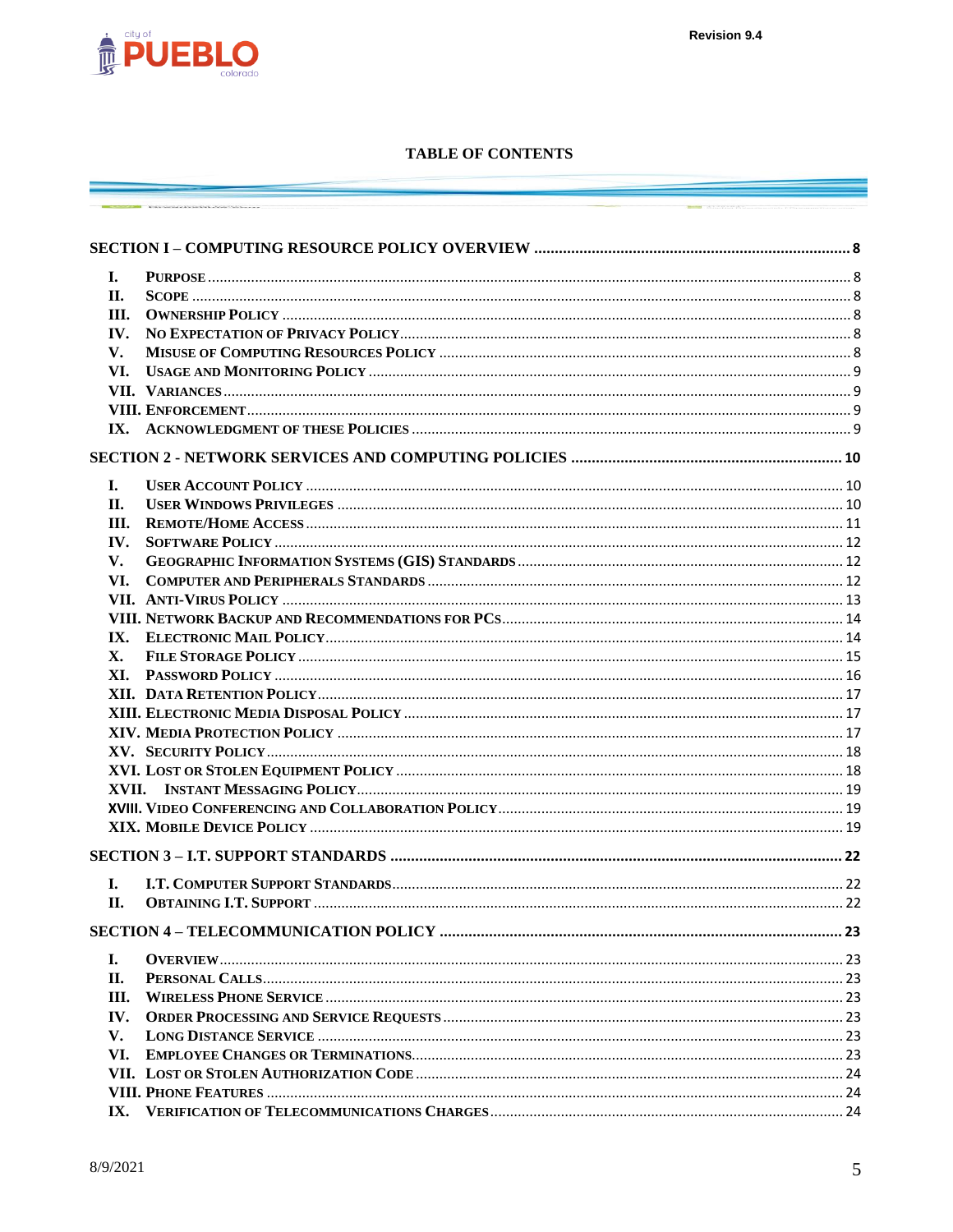# TABLE OF CONTENTS

**SECTION I – COMPUTING RESOURCE POLICY OVERVIEW ............ 8**

- I. PURPOSE ............ 8
- II. SCOPE ............ 8
- III. OWNERSHIP POLICY ............ 8
- IV. NO EXPECTATION OF PRIVACY POLICY ............ 8
- V. MISUSE OF COMPUTING RESOURCES POLICY ............ 8
- VI. USAGE AND MONITORING POLICY ............ 9
- VII. VARIANCES ............ 9
- VIII. ENFORCEMENT ............ 9
- IX. ACKNOWLEDGMENT OF THESE POLICIES ............ 9

**SECTION 2 - NETWORK SERVICES AND COMPUTING POLICIES ............ 10**

- I. USER ACCOUNT POLICY ............ 10
- II. USER WINDOWS PRIVILEGES ............ 10
- III. REMOTE/HOME ACCESS ............ 11
- IV. SOFTWARE POLICY ............ 12
- V. GEOGRAPHIC INFORMATION SYSTEMS (GIS) STANDARDS ............ 12
- VI. COMPUTER AND PERIPHERALS STANDARDS ............ 12
- VII. ANTI-VIRUS POLICY ............ 13
- VIII. NETWORK BACKUP AND RECOMMENDATIONS FOR PCS ............ 14
- IX. ELECTRONIC MAIL POLICY ............ 14
- X. FILE STORAGE POLICY ............ 15
- XI. PASSWORD POLICY ............ 16
- XII. DATA RETENTION POLICY ............ 17
- XIII. ELECTRONIC MEDIA DISPOSAL POLICY ............ 17
- XIV. MEDIA PROTECTION POLICY ............ 17
- XV. SECURITY POLICY ............ 18
- XVI. LOST OR STOLEN EQUIPMENT POLICY ............ 18
- XVII. INSTANT MESSAGING POLICY ............ 19
- XVIII. VIDEO CONFERENCING AND COLLABORATION POLICY ............ 19
- XIX. MOBILE DEVICE POLICY ............ 19

**SECTION 3 – I.T. SUPPORT STANDARDS ............ 22**

- I. I.T. COMPUTER SUPPORT STANDARDS ............ 22
- II. OBTAINING I.T. SUPPORT ............ 22

**SECTION 4 – TELECOMMUNICATION POLICY ............ 23**

- I. OVERVIEW ............ 23
- II. PERSONAL CALLS ............ 23
- III. WIRELESS PHONE SERVICE ............ 23
- IV. ORDER PROCESSING AND SERVICE REQUESTS ............ 23
- V. LONG DISTANCE SERVICE ............ 23
- VI. EMPLOYEE CHANGES OR TERMINATIONS ............ 23
- VII. LOST OR STOLEN AUTHORIZATION CODE ............ 24
- VIII. PHONE FEATURES ............ 24
- IX. VERIFICATION OF TELECOMMUNICATIONS CHARGES ............ 24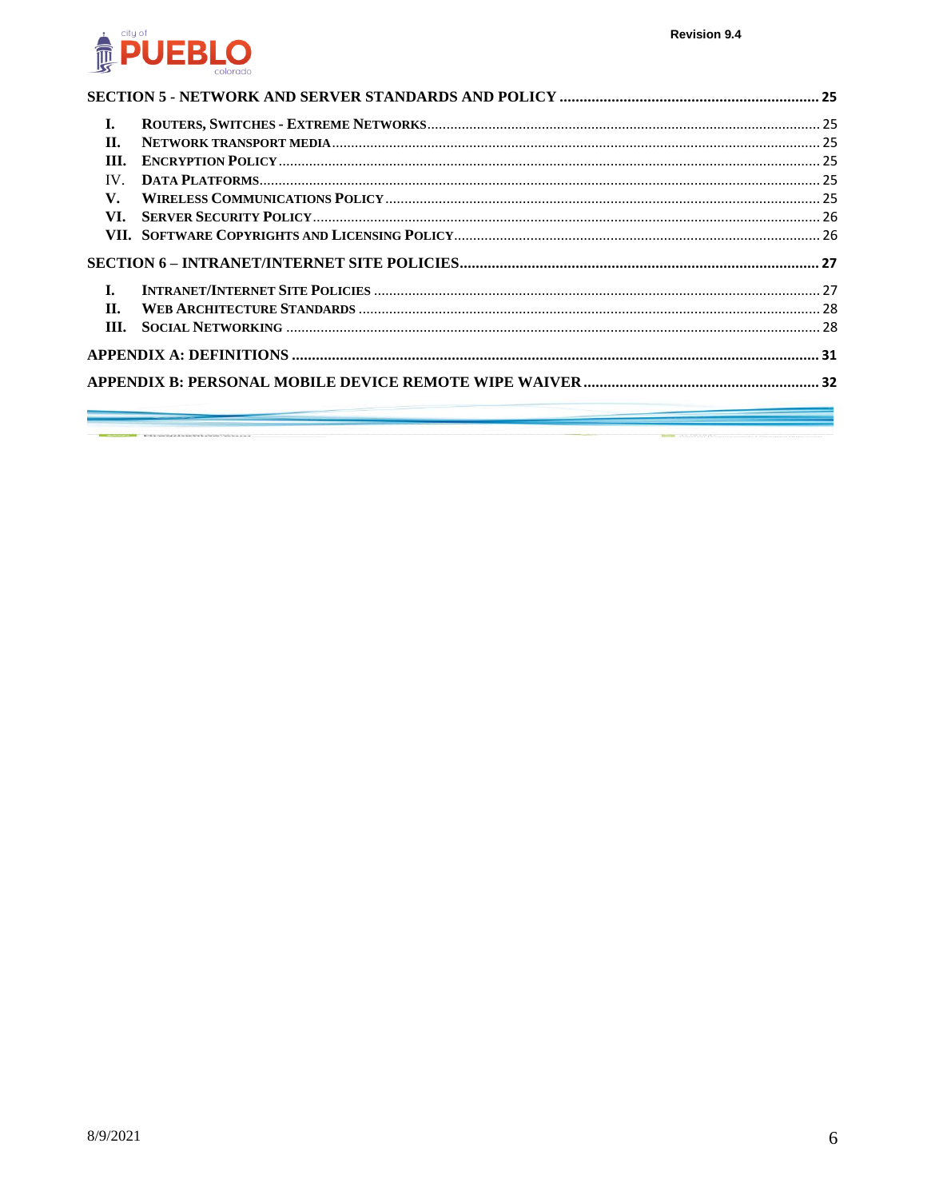**SECTION 5 - NETWORK AND SERVER STANDARDS AND POLICY** ..... 25

- I. ROUTERS, SWITCHES - EXTREME NETWORKS ..... 25
- II. NETWORK TRANSPORT MEDIA ..... 25
- III. ENCRYPTION POLICY ..... 25
- IV. DATA PLATFORMS ..... 25
- V. WIRELESS COMMUNICATIONS POLICY ..... 25
- VI. SERVER SECURITY POLICY ..... 26
- VII. SOFTWARE COPYRIGHTS AND LICENSING POLICY ..... 26

**SECTION 6 – INTRANET/INTERNET SITE POLICIES** ..... 27

- I. INTRANET/INTERNET SITE POLICIES ..... 27
- II. WEB ARCHITECTURE STANDARDS ..... 28
- III. SOCIAL NETWORKING ..... 28

**APPENDIX A: DEFINITIONS** ..... 31

**APPENDIX B: PERSONAL MOBILE DEVICE REMOTE WIPE WAIVER** ..... 32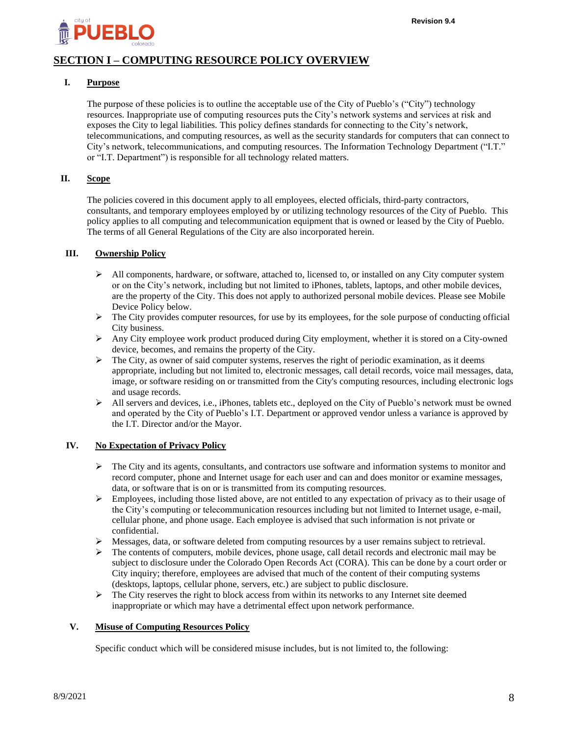## SECTION I – COMPUTING RESOURCE POLICY OVERVIEW

### I. Purpose

The purpose of these policies is to outline the acceptable use of the City of Pueblo's ("City") technology resources. Inappropriate use of computing resources puts the City's network systems and services at risk and exposes the City to legal liabilities. This policy defines standards for connecting to the City's network, telecommunications, and computing resources, as well as the security standards for computers that can connect to City's network, telecommunications, and computing resources. The Information Technology Department ("I.T." or "I.T. Department") is responsible for all technology related matters.

### II. Scope

The policies covered in this document apply to all employees, elected officials, third-party contractors, consultants, and temporary employees employed by or utilizing technology resources of the City of Pueblo. This policy applies to all computing and telecommunication equipment that is owned or leased by the City of Pueblo. The terms of all General Regulations of the City are also incorporated herein.

### III. Ownership Policy

- All components, hardware, or software, attached to, licensed to, or installed on any City computer system or on the City's network, including but not limited to iPhones, tablets, laptops, and other mobile devices, are the property of the City. This does not apply to authorized personal mobile devices. Please see Mobile Device Policy below.
- The City provides computer resources, for use by its employees, for the sole purpose of conducting official City business.
- Any City employee work product produced during City employment, whether it is stored on a City-owned device, becomes, and remains the property of the City.
- The City, as owner of said computer systems, reserves the right of periodic examination, as it deems appropriate, including but not limited to, electronic messages, call detail records, voice mail messages, data, image, or software residing on or transmitted from the City's computing resources, including electronic logs and usage records.
- All servers and devices, i.e., iPhones, tablets etc., deployed on the City of Pueblo's network must be owned and operated by the City of Pueblo's I.T. Department or approved vendor unless a variance is approved by the I.T. Director and/or the Mayor.

### IV. No Expectation of Privacy Policy

- The City and its agents, consultants, and contractors use software and information systems to monitor and record computer, phone and Internet usage for each user and can and does monitor or examine messages, data, or software that is on or is transmitted from its computing resources.
- Employees, including those listed above, are not entitled to any expectation of privacy as to their usage of the City's computing or telecommunication resources including but not limited to Internet usage, e-mail, cellular phone, and phone usage. Each employee is advised that such information is not private or confidential.
- Messages, data, or software deleted from computing resources by a user remains subject to retrieval.
- The contents of computers, mobile devices, phone usage, call detail records and electronic mail may be subject to disclosure under the Colorado Open Records Act (CORA). This can be done by a court order or City inquiry; therefore, employees are advised that much of the content of their computing systems (desktops, laptops, cellular phone, servers, etc.) are subject to public disclosure.
- The City reserves the right to block access from within its networks to any Internet site deemed inappropriate or which may have a detrimental effect upon network performance.

### V. Misuse of Computing Resources Policy

Specific conduct which will be considered misuse includes, but is not limited to, the following: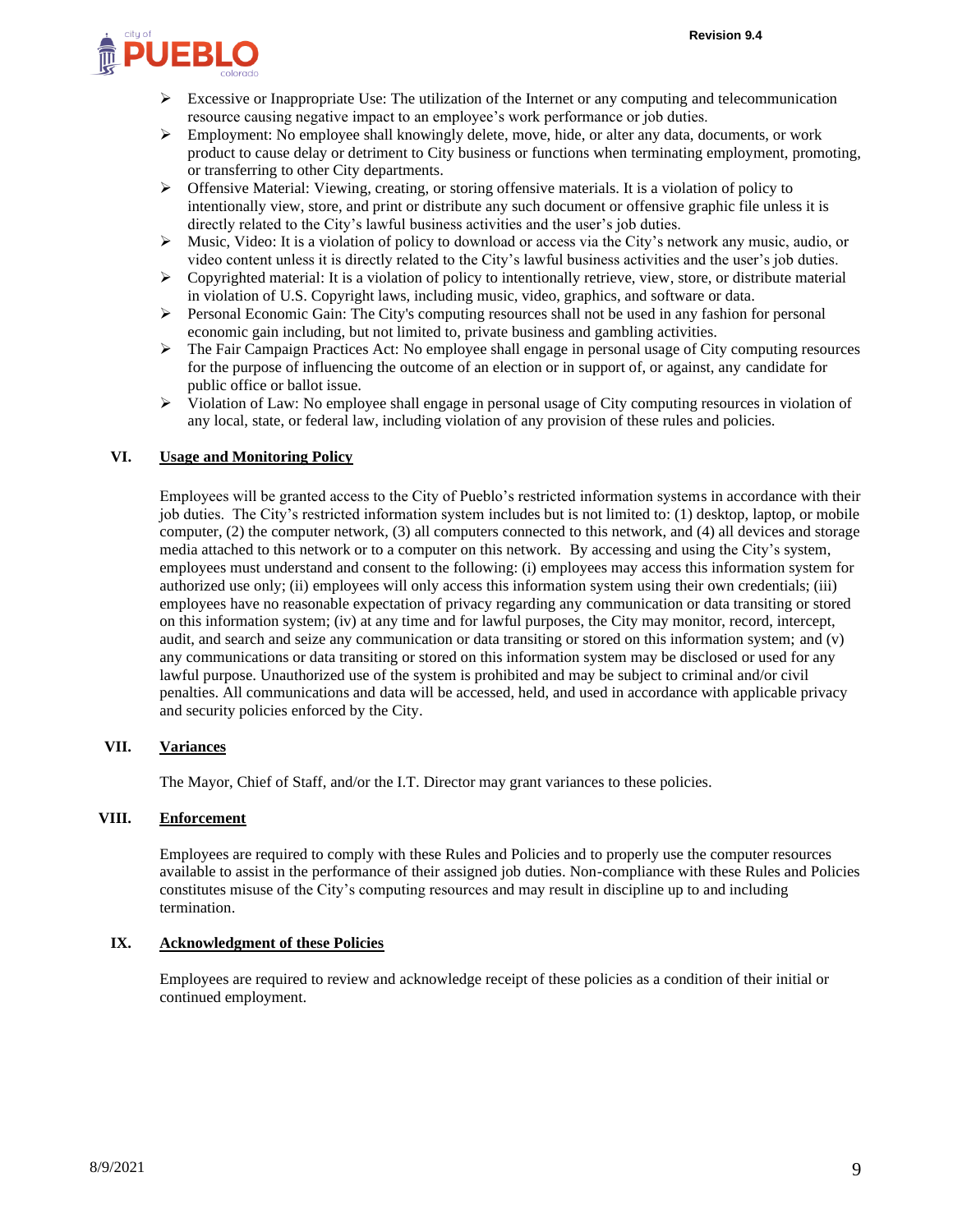- Excessive or Inappropriate Use: The utilization of the Internet or any computing and telecommunication resource causing negative impact to an employee's work performance or job duties.
- Employment: No employee shall knowingly delete, move, hide, or alter any data, documents, or work product to cause delay or detriment to City business or functions when terminating employment, promoting, or transferring to other City departments.
- Offensive Material: Viewing, creating, or storing offensive materials. It is a violation of policy to intentionally view, store, and print or distribute any such document or offensive graphic file unless it is directly related to the City's lawful business activities and the user's job duties.
- Music, Video: It is a violation of policy to download or access via the City's network any music, audio, or video content unless it is directly related to the City's lawful business activities and the user's job duties.
- Copyrighted material: It is a violation of policy to intentionally retrieve, view, store, or distribute material in violation of U.S. Copyright laws, including music, video, graphics, and software or data.
- Personal Economic Gain: The City's computing resources shall not be used in any fashion for personal economic gain including, but not limited to, private business and gambling activities.
- The Fair Campaign Practices Act: No employee shall engage in personal usage of City computing resources for the purpose of influencing the outcome of an election or in support of, or against, any candidate for public office or ballot issue.
- Violation of Law: No employee shall engage in personal usage of City computing resources in violation of any local, state, or federal law, including violation of any provision of these rules and policies.

## VI. Usage and Monitoring Policy

Employees will be granted access to the City of Pueblo's restricted information systems in accordance with their job duties. The City's restricted information system includes but is not limited to: (1) desktop, laptop, or mobile computer, (2) the computer network, (3) all computers connected to this network, and (4) all devices and storage media attached to this network or to a computer on this network. By accessing and using the City's system, employees must understand and consent to the following: (i) employees may access this information system for authorized use only; (ii) employees will only access this information system using their own credentials; (iii) employees have no reasonable expectation of privacy regarding any communication or data transiting or stored on this information system; (iv) at any time and for lawful purposes, the City may monitor, record, intercept, audit, and search and seize any communication or data transiting or stored on this information system; and (v) any communications or data transiting or stored on this information system may be disclosed or used for any lawful purpose. Unauthorized use of the system is prohibited and may be subject to criminal and/or civil penalties. All communications and data will be accessed, held, and used in accordance with applicable privacy and security policies enforced by the City.

## VII. Variances

The Mayor, Chief of Staff, and/or the I.T. Director may grant variances to these policies.

## VIII. Enforcement

Employees are required to comply with these Rules and Policies and to properly use the computer resources available to assist in the performance of their assigned job duties. Non-compliance with these Rules and Policies constitutes misuse of the City's computing resources and may result in discipline up to and including termination.

## IX. Acknowledgment of these Policies

Employees are required to review and acknowledge receipt of these policies as a condition of their initial or continued employment.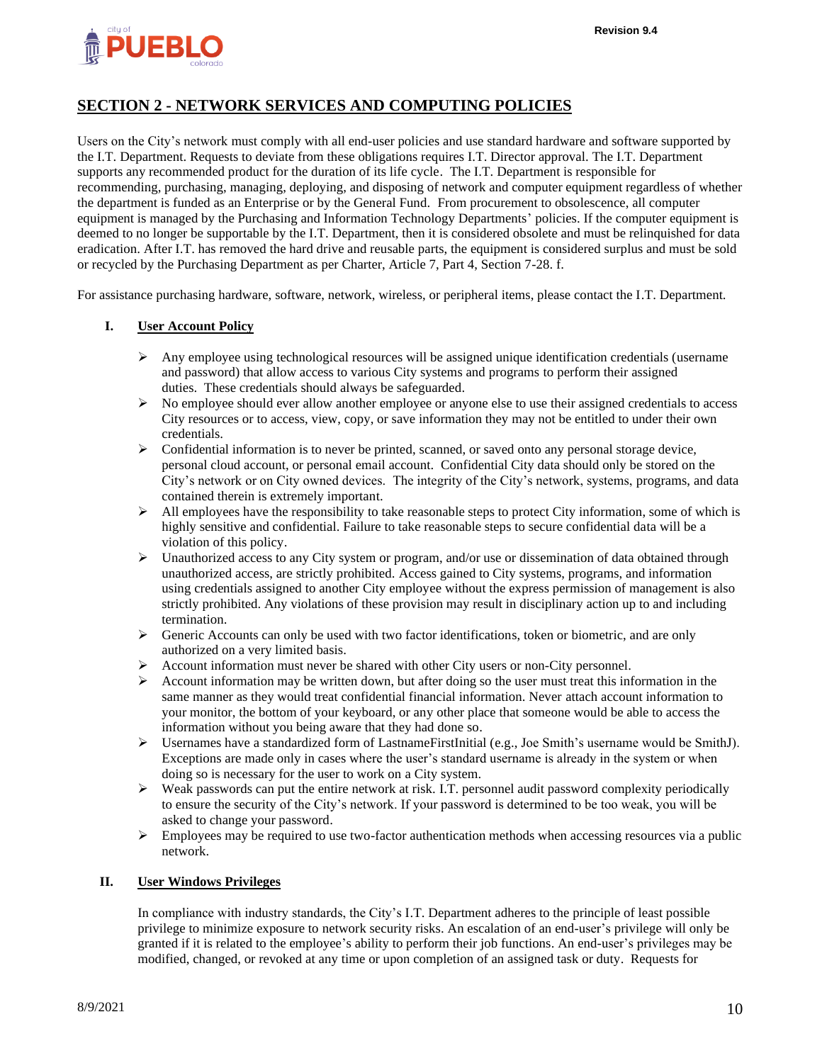## SECTION 2 - NETWORK SERVICES AND COMPUTING POLICIES

Users on the City's network must comply with all end-user policies and use standard hardware and software supported by the I.T. Department. Requests to deviate from these obligations requires I.T. Director approval. The I.T. Department supports any recommended product for the duration of its life cycle. The I.T. Department is responsible for recommending, purchasing, managing, deploying, and disposing of network and computer equipment regardless of whether the department is funded as an Enterprise or by the General Fund. From procurement to obsolescence, all computer equipment is managed by the Purchasing and Information Technology Departments' policies. If the computer equipment is deemed to no longer be supportable by the I.T. Department, then it is considered obsolete and must be relinquished for data eradication. After I.T. has removed the hard drive and reusable parts, the equipment is considered surplus and must be sold or recycled by the Purchasing Department as per Charter, Article 7, Part 4, Section 7-28. f.

For assistance purchasing hardware, software, network, wireless, or peripheral items, please contact the I.T. Department.

### I. User Account Policy

- Any employee using technological resources will be assigned unique identification credentials (username and password) that allow access to various City systems and programs to perform their assigned duties. These credentials should always be safeguarded.
- No employee should ever allow another employee or anyone else to use their assigned credentials to access City resources or to access, view, copy, or save information they may not be entitled to under their own credentials.
- Confidential information is to never be printed, scanned, or saved onto any personal storage device, personal cloud account, or personal email account. Confidential City data should only be stored on the City's network or on City owned devices. The integrity of the City's network, systems, programs, and data contained therein is extremely important.
- All employees have the responsibility to take reasonable steps to protect City information, some of which is highly sensitive and confidential. Failure to take reasonable steps to secure confidential data will be a violation of this policy.
- Unauthorized access to any City system or program, and/or use or dissemination of data obtained through unauthorized access, are strictly prohibited. Access gained to City systems, programs, and information using credentials assigned to another City employee without the express permission of management is also strictly prohibited. Any violations of these provision may result in disciplinary action up to and including termination.
- Generic Accounts can only be used with two factor identifications, token or biometric, and are only authorized on a very limited basis.
- Account information must never be shared with other City users or non-City personnel.
- Account information may be written down, but after doing so the user must treat this information in the same manner as they would treat confidential financial information. Never attach account information to your monitor, the bottom of your keyboard, or any other place that someone would be able to access the information without you being aware that they had done so.
- Usernames have a standardized form of LastnameFirstInitial (e.g., Joe Smith's username would be SmithJ). Exceptions are made only in cases where the user's standard username is already in the system or when doing so is necessary for the user to work on a City system.
- Weak passwords can put the entire network at risk. I.T. personnel audit password complexity periodically to ensure the security of the City's network. If your password is determined to be too weak, you will be asked to change your password.
- Employees may be required to use two-factor authentication methods when accessing resources via a public network.

### II. User Windows Privileges

In compliance with industry standards, the City's I.T. Department adheres to the principle of least possible privilege to minimize exposure to network security risks. An escalation of an end-user's privilege will only be granted if it is related to the employee's ability to perform their job functions. An end-user's privileges may be modified, changed, or revoked at any time or upon completion of an assigned task or duty. Requests for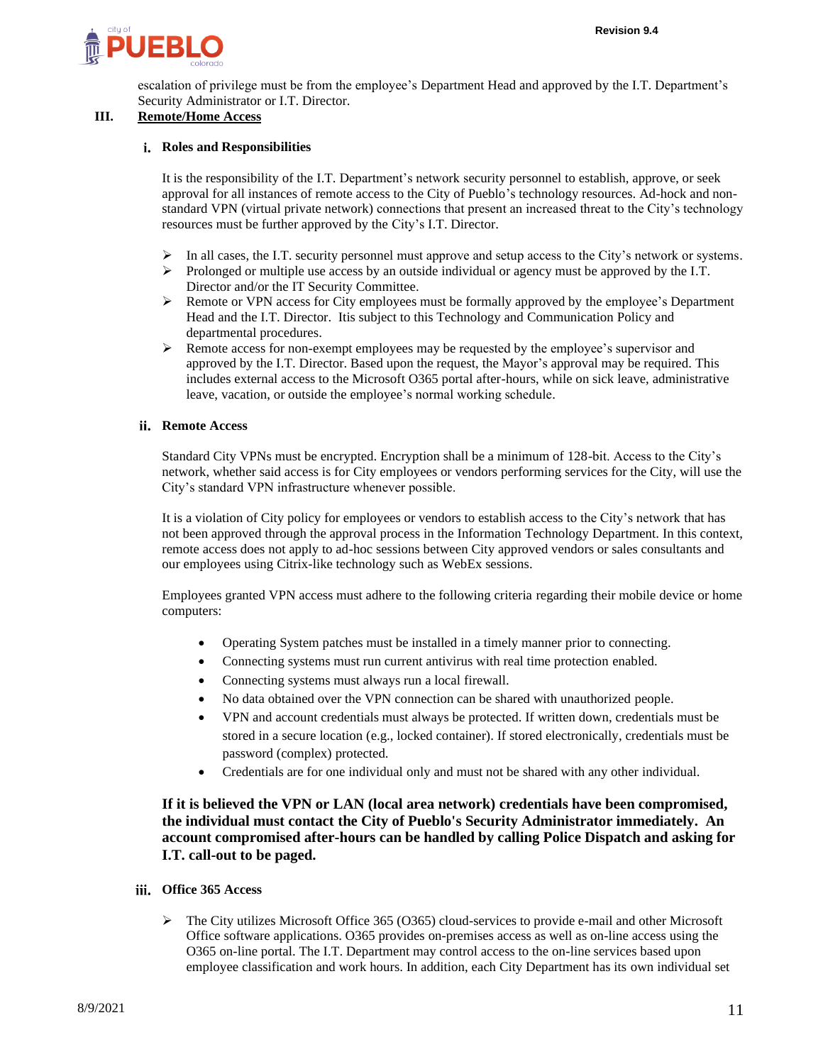escalation of privilege must be from the employee's Department Head and approved by the I.T. Department's Security Administrator or I.T. Director.

## III. Remote/Home Access

### i. Roles and Responsibilities

It is the responsibility of the I.T. Department's network security personnel to establish, approve, or seek approval for all instances of remote access to the City of Pueblo's technology resources. Ad-hock and non-standard VPN (virtual private network) connections that present an increased threat to the City's technology resources must be further approved by the City's I.T. Director.

- In all cases, the I.T. security personnel must approve and setup access to the City's network or systems.
- Prolonged or multiple use access by an outside individual or agency must be approved by the I.T. Director and/or the IT Security Committee.
- Remote or VPN access for City employees must be formally approved by the employee's Department Head and the I.T. Director. Itis subject to this Technology and Communication Policy and departmental procedures.
- Remote access for non-exempt employees may be requested by the employee's supervisor and approved by the I.T. Director. Based upon the request, the Mayor's approval may be required. This includes external access to the Microsoft O365 portal after-hours, while on sick leave, administrative leave, vacation, or outside the employee's normal working schedule.

### ii. Remote Access

Standard City VPNs must be encrypted. Encryption shall be a minimum of 128-bit. Access to the City's network, whether said access is for City employees or vendors performing services for the City, will use the City's standard VPN infrastructure whenever possible.

It is a violation of City policy for employees or vendors to establish access to the City's network that has not been approved through the approval process in the Information Technology Department. In this context, remote access does not apply to ad-hoc sessions between City approved vendors or sales consultants and our employees using Citrix-like technology such as WebEx sessions.

Employees granted VPN access must adhere to the following criteria regarding their mobile device or home computers:

- Operating System patches must be installed in a timely manner prior to connecting.
- Connecting systems must run current antivirus with real time protection enabled.
- Connecting systems must always run a local firewall.
- No data obtained over the VPN connection can be shared with unauthorized people.
- VPN and account credentials must always be protected. If written down, credentials must be stored in a secure location (e.g., locked container). If stored electronically, credentials must be password (complex) protected.
- Credentials are for one individual only and must not be shared with any other individual.

**If it is believed the VPN or LAN (local area network) credentials have been compromised, the individual must contact the City of Pueblo's Security Administrator immediately. An account compromised after-hours can be handled by calling Police Dispatch and asking for I.T. call-out to be paged.**

### iii. Office 365 Access

- The City utilizes Microsoft Office 365 (O365) cloud-services to provide e-mail and other Microsoft Office software applications. O365 provides on-premises access as well as on-line access using the O365 on-line portal. The I.T. Department may control access to the on-line services based upon employee classification and work hours. In addition, each City Department has its own individual set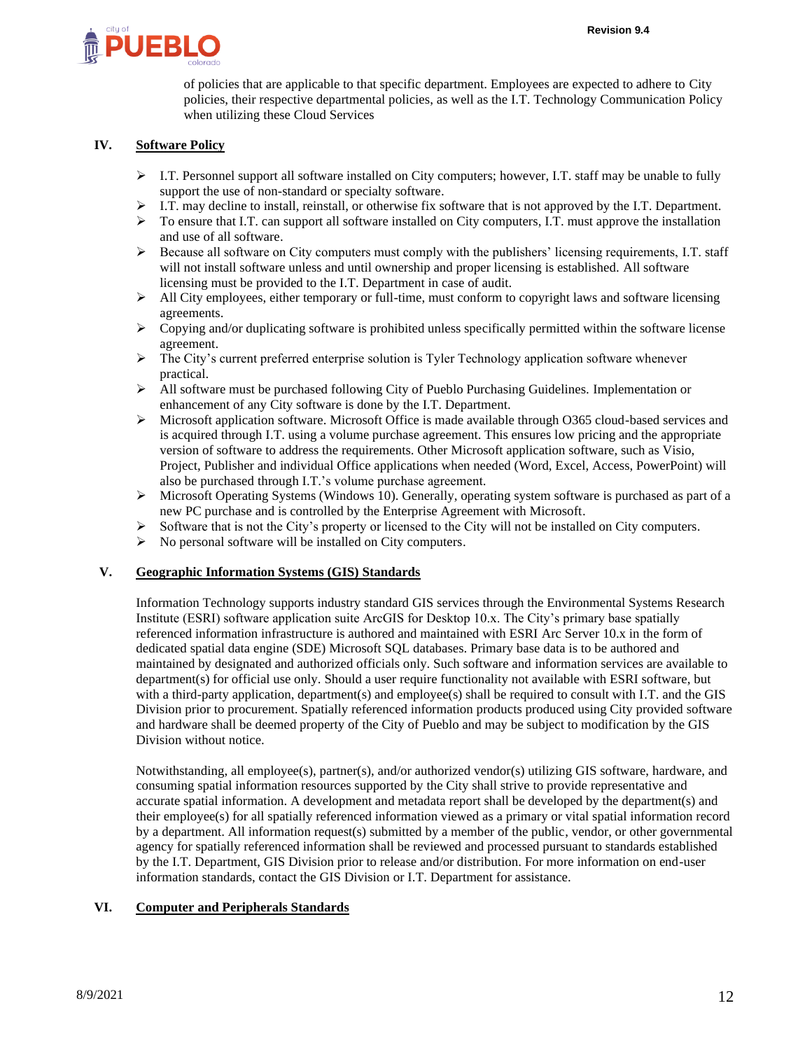of policies that are applicable to that specific department. Employees are expected to adhere to City policies, their respective departmental policies, as well as the I.T. Technology Communication Policy when utilizing these Cloud Services

## IV. Software Policy

- I.T. Personnel support all software installed on City computers; however, I.T. staff may be unable to fully support the use of non-standard or specialty software.
- I.T. may decline to install, reinstall, or otherwise fix software that is not approved by the I.T. Department.
- To ensure that I.T. can support all software installed on City computers, I.T. must approve the installation and use of all software.
- Because all software on City computers must comply with the publishers' licensing requirements, I.T. staff will not install software unless and until ownership and proper licensing is established. All software licensing must be provided to the I.T. Department in case of audit.
- All City employees, either temporary or full-time, must conform to copyright laws and software licensing agreements.
- Copying and/or duplicating software is prohibited unless specifically permitted within the software license agreement.
- The City's current preferred enterprise solution is Tyler Technology application software whenever practical.
- All software must be purchased following City of Pueblo Purchasing Guidelines. Implementation or enhancement of any City software is done by the I.T. Department.
- Microsoft application software. Microsoft Office is made available through O365 cloud-based services and is acquired through I.T. using a volume purchase agreement. This ensures low pricing and the appropriate version of software to address the requirements. Other Microsoft application software, such as Visio, Project, Publisher and individual Office applications when needed (Word, Excel, Access, PowerPoint) will also be purchased through I.T.'s volume purchase agreement.
- Microsoft Operating Systems (Windows 10). Generally, operating system software is purchased as part of a new PC purchase and is controlled by the Enterprise Agreement with Microsoft.
- Software that is not the City's property or licensed to the City will not be installed on City computers.
- No personal software will be installed on City computers.

## V. Geographic Information Systems (GIS) Standards

Information Technology supports industry standard GIS services through the Environmental Systems Research Institute (ESRI) software application suite ArcGIS for Desktop 10.x. The City's primary base spatially referenced information infrastructure is authored and maintained with ESRI Arc Server 10.x in the form of dedicated spatial data engine (SDE) Microsoft SQL databases. Primary base data is to be authored and maintained by designated and authorized officials only. Such software and information services are available to department(s) for official use only. Should a user require functionality not available with ESRI software, but with a third-party application, department(s) and employee(s) shall be required to consult with I.T. and the GIS Division prior to procurement. Spatially referenced information products produced using City provided software and hardware shall be deemed property of the City of Pueblo and may be subject to modification by the GIS Division without notice.

Notwithstanding, all employee(s), partner(s), and/or authorized vendor(s) utilizing GIS software, hardware, and consuming spatial information resources supported by the City shall strive to provide representative and accurate spatial information. A development and metadata report shall be developed by the department(s) and their employee(s) for all spatially referenced information viewed as a primary or vital spatial information record by a department. All information request(s) submitted by a member of the public, vendor, or other governmental agency for spatially referenced information shall be reviewed and processed pursuant to standards established by the I.T. Department, GIS Division prior to release and/or distribution. For more information on end-user information standards, contact the GIS Division or I.T. Department for assistance.

## VI. Computer and Peripherals Standards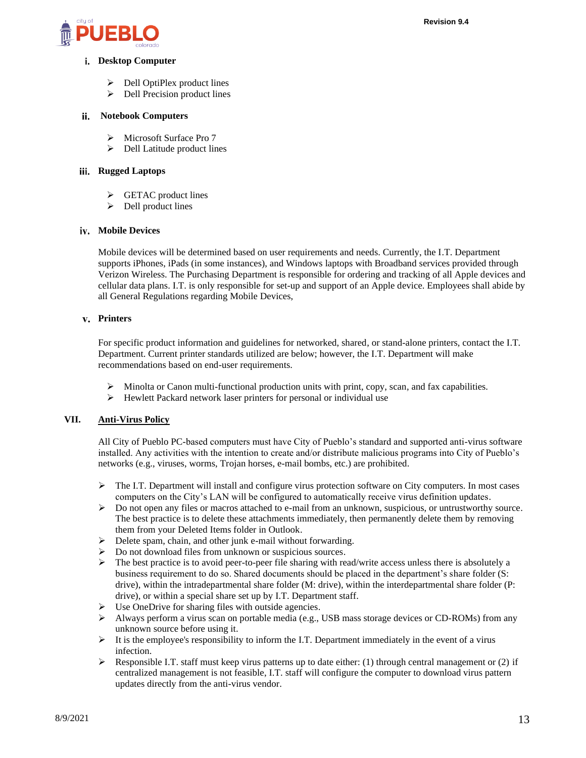#### i. Desktop Computer

- Dell OptiPlex product lines
- Dell Precision product lines

#### ii. Notebook Computers

- Microsoft Surface Pro 7
- Dell Latitude product lines

#### iii. Rugged Laptops

- GETAC product lines
- Dell product lines

#### iv. Mobile Devices

Mobile devices will be determined based on user requirements and needs. Currently, the I.T. Department supports iPhones, iPads (in some instances), and Windows laptops with Broadband services provided through Verizon Wireless. The Purchasing Department is responsible for ordering and tracking of all Apple devices and cellular data plans. I.T. is only responsible for set-up and support of an Apple device. Employees shall abide by all General Regulations regarding Mobile Devices,

#### v. Printers

For specific product information and guidelines for networked, shared, or stand-alone printers, contact the I.T. Department. Current printer standards utilized are below; however, the I.T. Department will make recommendations based on end-user requirements.

- Minolta or Canon multi-functional production units with print, copy, scan, and fax capabilities.
- Hewlett Packard network laser printers for personal or individual use

## VII. Anti-Virus Policy

All City of Pueblo PC-based computers must have City of Pueblo's standard and supported anti-virus software installed. Any activities with the intention to create and/or distribute malicious programs into City of Pueblo's networks (e.g., viruses, worms, Trojan horses, e-mail bombs, etc.) are prohibited.

- The I.T. Department will install and configure virus protection software on City computers. In most cases computers on the City's LAN will be configured to automatically receive virus definition updates.
- Do not open any files or macros attached to e-mail from an unknown, suspicious, or untrustworthy source. The best practice is to delete these attachments immediately, then permanently delete them by removing them from your Deleted Items folder in Outlook.
- Delete spam, chain, and other junk e-mail without forwarding.
- Do not download files from unknown or suspicious sources.
- The best practice is to avoid peer-to-peer file sharing with read/write access unless there is absolutely a business requirement to do so. Shared documents should be placed in the department's share folder (S: drive), within the intradepartmental share folder (M: drive), within the interdepartmental share folder (P: drive), or within a special share set up by I.T. Department staff.
- Use OneDrive for sharing files with outside agencies.
- Always perform a virus scan on portable media (e.g., USB mass storage devices or CD-ROMs) from any unknown source before using it.
- It is the employee's responsibility to inform the I.T. Department immediately in the event of a virus infection.
- Responsible I.T. staff must keep virus patterns up to date either: (1) through central management or (2) if centralized management is not feasible, I.T. staff will configure the computer to download virus pattern updates directly from the anti-virus vendor.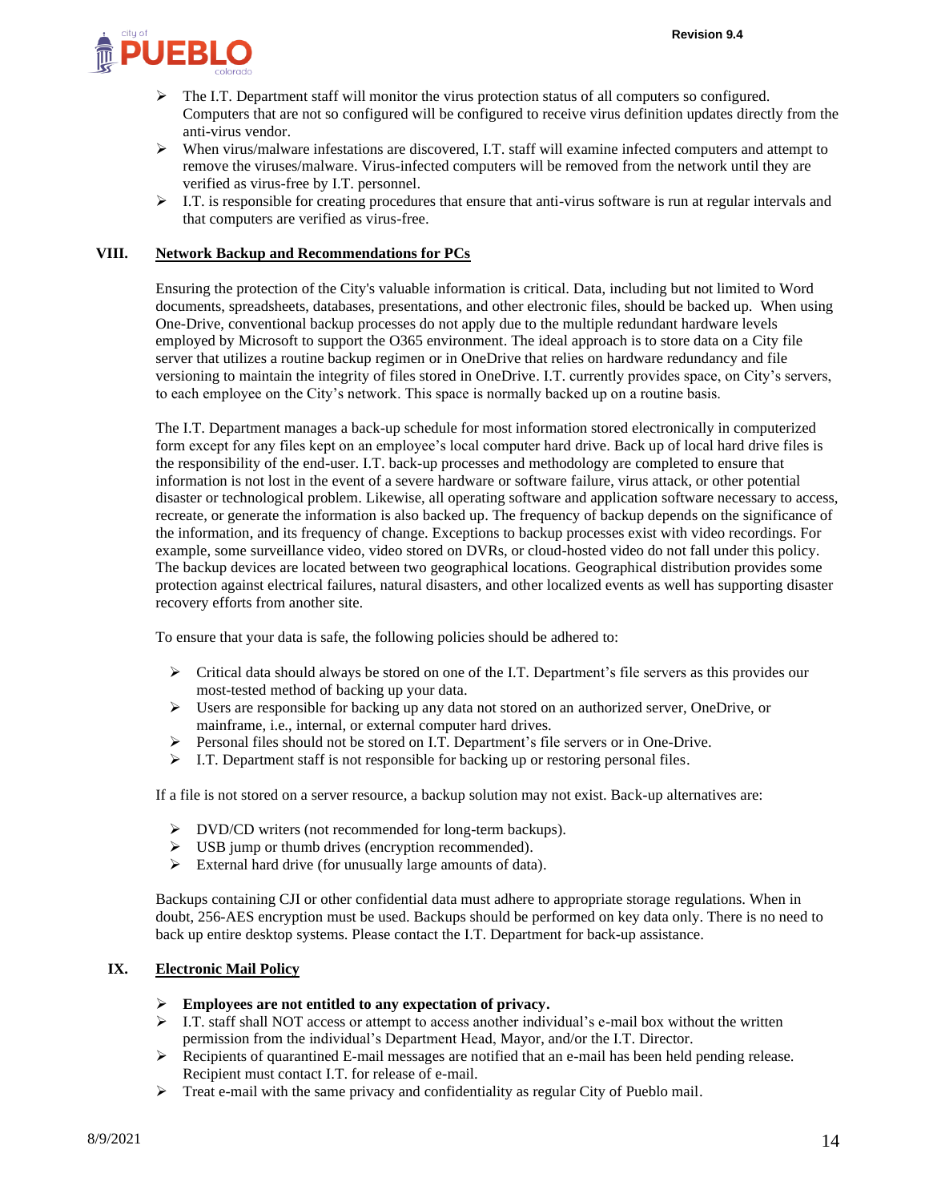- The I.T. Department staff will monitor the virus protection status of all computers so configured. Computers that are not so configured will be configured to receive virus definition updates directly from the anti-virus vendor.
- When virus/malware infestations are discovered, I.T. staff will examine infected computers and attempt to remove the viruses/malware. Virus-infected computers will be removed from the network until they are verified as virus-free by I.T. personnel.
- I.T. is responsible for creating procedures that ensure that anti-virus software is run at regular intervals and that computers are verified as virus-free.

## VIII. Network Backup and Recommendations for PCs

Ensuring the protection of the City's valuable information is critical. Data, including but not limited to Word documents, spreadsheets, databases, presentations, and other electronic files, should be backed up. When using One-Drive, conventional backup processes do not apply due to the multiple redundant hardware levels employed by Microsoft to support the O365 environment. The ideal approach is to store data on a City file server that utilizes a routine backup regimen or in OneDrive that relies on hardware redundancy and file versioning to maintain the integrity of files stored in OneDrive. I.T. currently provides space, on City's servers, to each employee on the City's network. This space is normally backed up on a routine basis.

The I.T. Department manages a back-up schedule for most information stored electronically in computerized form except for any files kept on an employee's local computer hard drive. Back up of local hard drive files is the responsibility of the end-user. I.T. back-up processes and methodology are completed to ensure that information is not lost in the event of a severe hardware or software failure, virus attack, or other potential disaster or technological problem. Likewise, all operating software and application software necessary to access, recreate, or generate the information is also backed up. The frequency of backup depends on the significance of the information, and its frequency of change. Exceptions to backup processes exist with video recordings. For example, some surveillance video, video stored on DVRs, or cloud-hosted video do not fall under this policy. The backup devices are located between two geographical locations. Geographical distribution provides some protection against electrical failures, natural disasters, and other localized events as well has supporting disaster recovery efforts from another site.

To ensure that your data is safe, the following policies should be adhered to:

- Critical data should always be stored on one of the I.T. Department's file servers as this provides our most-tested method of backing up your data.
- Users are responsible for backing up any data not stored on an authorized server, OneDrive, or mainframe, i.e., internal, or external computer hard drives.
- Personal files should not be stored on I.T. Department's file servers or in One-Drive.
- I.T. Department staff is not responsible for backing up or restoring personal files.

If a file is not stored on a server resource, a backup solution may not exist. Back-up alternatives are:

- DVD/CD writers (not recommended for long-term backups).
- USB jump or thumb drives (encryption recommended).
- External hard drive (for unusually large amounts of data).

Backups containing CJI or other confidential data must adhere to appropriate storage regulations. When in doubt, 256-AES encryption must be used. Backups should be performed on key data only. There is no need to back up entire desktop systems. Please contact the I.T. Department for back-up assistance.

## IX. Electronic Mail Policy

- **Employees are not entitled to any expectation of privacy.**
- I.T. staff shall NOT access or attempt to access another individual's e-mail box without the written permission from the individual's Department Head, Mayor, and/or the I.T. Director.
- Recipients of quarantined E-mail messages are notified that an e-mail has been held pending release. Recipient must contact I.T. for release of e-mail.
- Treat e-mail with the same privacy and confidentiality as regular City of Pueblo mail.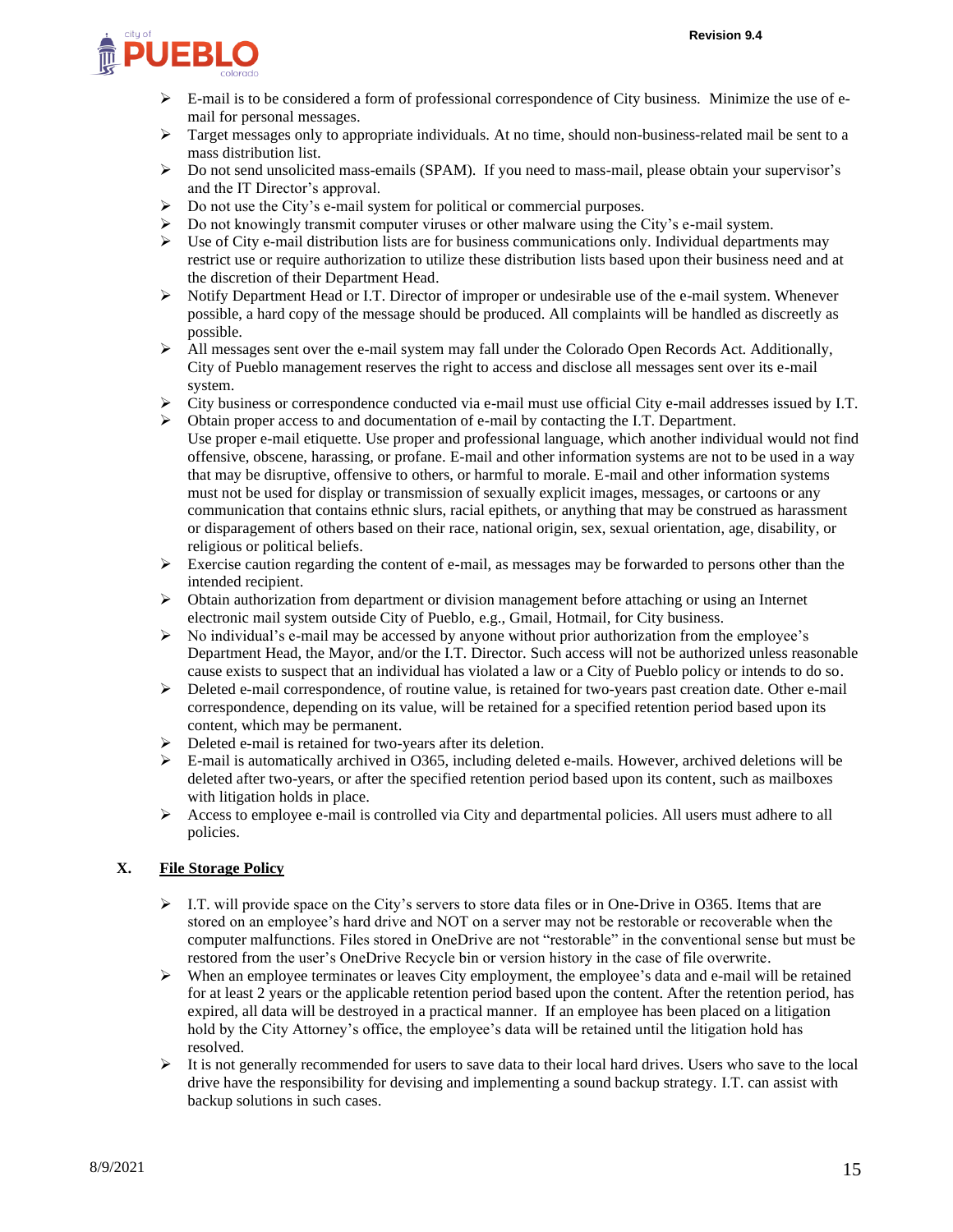- E-mail is to be considered a form of professional correspondence of City business. Minimize the use of e-mail for personal messages.
- Target messages only to appropriate individuals. At no time, should non-business-related mail be sent to a mass distribution list.
- Do not send unsolicited mass-emails (SPAM). If you need to mass-mail, please obtain your supervisor's and the IT Director's approval.
- Do not use the City's e-mail system for political or commercial purposes.
- Do not knowingly transmit computer viruses or other malware using the City's e-mail system.
- Use of City e-mail distribution lists are for business communications only. Individual departments may restrict use or require authorization to utilize these distribution lists based upon their business need and at the discretion of their Department Head.
- Notify Department Head or I.T. Director of improper or undesirable use of the e-mail system. Whenever possible, a hard copy of the message should be produced. All complaints will be handled as discreetly as possible.
- All messages sent over the e-mail system may fall under the Colorado Open Records Act. Additionally, City of Pueblo management reserves the right to access and disclose all messages sent over its e-mail system.
- City business or correspondence conducted via e-mail must use official City e-mail addresses issued by I.T.
- Obtain proper access to and documentation of e-mail by contacting the I.T. Department.
  Use proper e-mail etiquette. Use proper and professional language, which another individual would not find offensive, obscene, harassing, or profane. E-mail and other information systems are not to be used in a way that may be disruptive, offensive to others, or harmful to morale. E-mail and other information systems must not be used for display or transmission of sexually explicit images, messages, or cartoons or any communication that contains ethnic slurs, racial epithets, or anything that may be construed as harassment or disparagement of others based on their race, national origin, sex, sexual orientation, age, disability, or religious or political beliefs.
- Exercise caution regarding the content of e-mail, as messages may be forwarded to persons other than the intended recipient.
- Obtain authorization from department or division management before attaching or using an Internet electronic mail system outside City of Pueblo, e.g., Gmail, Hotmail, for City business.
- No individual's e-mail may be accessed by anyone without prior authorization from the employee's Department Head, the Mayor, and/or the I.T. Director. Such access will not be authorized unless reasonable cause exists to suspect that an individual has violated a law or a City of Pueblo policy or intends to do so.
- Deleted e-mail correspondence, of routine value, is retained for two-years past creation date. Other e-mail correspondence, depending on its value, will be retained for a specified retention period based upon its content, which may be permanent.
- Deleted e-mail is retained for two-years after its deletion.
- E-mail is automatically archived in O365, including deleted e-mails. However, archived deletions will be deleted after two-years, or after the specified retention period based upon its content, such as mailboxes with litigation holds in place.
- Access to employee e-mail is controlled via City and departmental policies. All users must adhere to all policies.

## X. File Storage Policy

- I.T. will provide space on the City's servers to store data files or in One-Drive in O365. Items that are stored on an employee's hard drive and NOT on a server may not be restorable or recoverable when the computer malfunctions. Files stored in OneDrive are not "restorable" in the conventional sense but must be restored from the user's OneDrive Recycle bin or version history in the case of file overwrite.
- When an employee terminates or leaves City employment, the employee's data and e-mail will be retained for at least 2 years or the applicable retention period based upon the content. After the retention period, has expired, all data will be destroyed in a practical manner. If an employee has been placed on a litigation hold by the City Attorney's office, the employee's data will be retained until the litigation hold has resolved.
- It is not generally recommended for users to save data to their local hard drives. Users who save to the local drive have the responsibility for devising and implementing a sound backup strategy. I.T. can assist with backup solutions in such cases.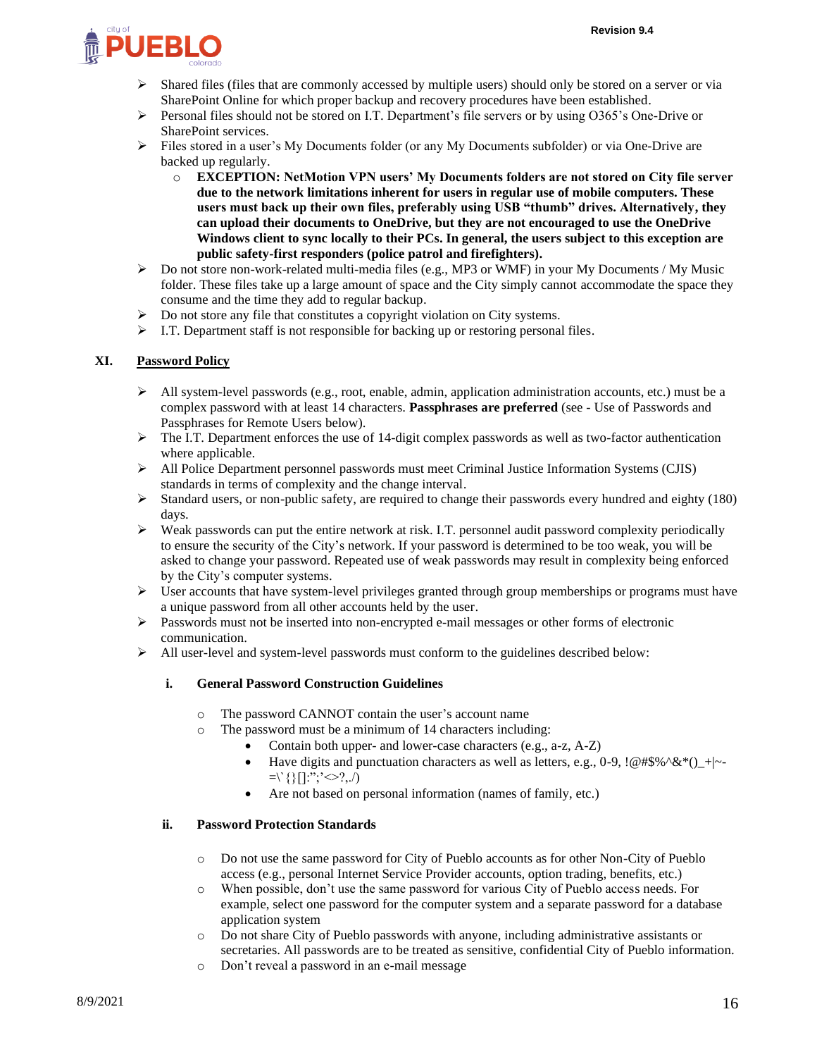- Shared files (files that are commonly accessed by multiple users) should only be stored on a server or via SharePoint Online for which proper backup and recovery procedures have been established.
- Personal files should not be stored on I.T. Department's file servers or by using O365's One-Drive or SharePoint services.
- Files stored in a user's My Documents folder (or any My Documents subfolder) or via One-Drive are backed up regularly.
  - **EXCEPTION: NetMotion VPN users' My Documents folders are not stored on City file server due to the network limitations inherent for users in regular use of mobile computers. These users must back up their own files, preferably using USB "thumb" drives. Alternatively, they can upload their documents to OneDrive, but they are not encouraged to use the OneDrive Windows client to sync locally to their PCs. In general, the users subject to this exception are public safety-first responders (police patrol and firefighters).**
- Do not store non-work-related multi-media files (e.g., MP3 or WMF) in your My Documents / My Music folder. These files take up a large amount of space and the City simply cannot accommodate the space they consume and the time they add to regular backup.
- Do not store any file that constitutes a copyright violation on City systems.
- I.T. Department staff is not responsible for backing up or restoring personal files.

## XI. Password Policy

- All system-level passwords (e.g., root, enable, admin, application administration accounts, etc.) must be a complex password with at least 14 characters. **Passphrases are preferred** (see - Use of Passwords and Passphrases for Remote Users below).
- The I.T. Department enforces the use of 14-digit complex passwords as well as two-factor authentication where applicable.
- All Police Department personnel passwords must meet Criminal Justice Information Systems (CJIS) standards in terms of complexity and the change interval.
- Standard users, or non-public safety, are required to change their passwords every hundred and eighty (180) days.
- Weak passwords can put the entire network at risk. I.T. personnel audit password complexity periodically to ensure the security of the City's network. If your password is determined to be too weak, you will be asked to change your password. Repeated use of weak passwords may result in complexity being enforced by the City's computer systems.
- User accounts that have system-level privileges granted through group memberships or programs must have a unique password from all other accounts held by the user.
- Passwords must not be inserted into non-encrypted e-mail messages or other forms of electronic communication.
- All user-level and system-level passwords must conform to the guidelines described below:

### i. General Password Construction Guidelines

- The password CANNOT contain the user's account name
- The password must be a minimum of 14 characters including:
  - Contain both upper- and lower-case characters (e.g., a-z, A-Z)
  - Have digits and punctuation characters as well as letters, e.g., 0-9, !@#$%^&*()_+|~-=\`{}[]:";'<>?,./)
  - Are not based on personal information (names of family, etc.)

### ii. Password Protection Standards

- Do not use the same password for City of Pueblo accounts as for other Non-City of Pueblo access (e.g., personal Internet Service Provider accounts, option trading, benefits, etc.)
- When possible, don't use the same password for various City of Pueblo access needs. For example, select one password for the computer system and a separate password for a database application system
- Do not share City of Pueblo passwords with anyone, including administrative assistants or secretaries. All passwords are to be treated as sensitive, confidential City of Pueblo information.
- Don't reveal a password in an e-mail message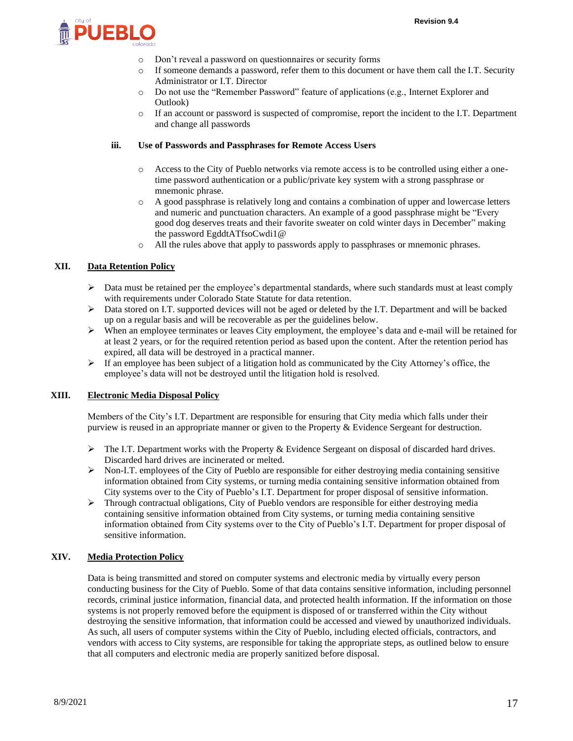- Don't reveal a password on questionnaires or security forms
- If someone demands a password, refer them to this document or have them call the I.T. Security Administrator or I.T. Director
- Do not use the "Remember Password" feature of applications (e.g., Internet Explorer and Outlook)
- If an account or password is suspected of compromise, report the incident to the I.T. Department and change all passwords

#### iii. Use of Passwords and Passphrases for Remote Access Users

- Access to the City of Pueblo networks via remote access is to be controlled using either a one-time password authentication or a public/private key system with a strong passphrase or mnemonic phrase.
- A good passphrase is relatively long and contains a combination of upper and lowercase letters and numeric and punctuation characters. An example of a good passphrase might be "Every good dog deserves treats and their favorite sweater on cold winter days in December" making the password EgddtATfsoCwdi1@
- All the rules above that apply to passwords apply to passphrases or mnemonic phrases.

## XII. Data Retention Policy

- Data must be retained per the employee's departmental standards, where such standards must at least comply with requirements under Colorado State Statute for data retention.
- Data stored on I.T. supported devices will not be aged or deleted by the I.T. Department and will be backed up on a regular basis and will be recoverable as per the guidelines below.
- When an employee terminates or leaves City employment, the employee's data and e-mail will be retained for at least 2 years, or for the required retention period as based upon the content. After the retention period has expired, all data will be destroyed in a practical manner.
- If an employee has been subject of a litigation hold as communicated by the City Attorney's office, the employee's data will not be destroyed until the litigation hold is resolved.

## XIII. Electronic Media Disposal Policy

Members of the City's I.T. Department are responsible for ensuring that City media which falls under their purview is reused in an appropriate manner or given to the Property & Evidence Sergeant for destruction.

- The I.T. Department works with the Property & Evidence Sergeant on disposal of discarded hard drives. Discarded hard drives are incinerated or melted.
- Non-I.T. employees of the City of Pueblo are responsible for either destroying media containing sensitive information obtained from City systems, or turning media containing sensitive information obtained from City systems over to the City of Pueblo's I.T. Department for proper disposal of sensitive information.
- Through contractual obligations, City of Pueblo vendors are responsible for either destroying media containing sensitive information obtained from City systems, or turning media containing sensitive information obtained from City systems over to the City of Pueblo's I.T. Department for proper disposal of sensitive information.

## XIV. Media Protection Policy

Data is being transmitted and stored on computer systems and electronic media by virtually every person conducting business for the City of Pueblo. Some of that data contains sensitive information, including personnel records, criminal justice information, financial data, and protected health information. If the information on those systems is not properly removed before the equipment is disposed of or transferred within the City without destroying the sensitive information, that information could be accessed and viewed by unauthorized individuals. As such, all users of computer systems within the City of Pueblo, including elected officials, contractors, and vendors with access to City systems, are responsible for taking the appropriate steps, as outlined below to ensure that all computers and electronic media are properly sanitized before disposal.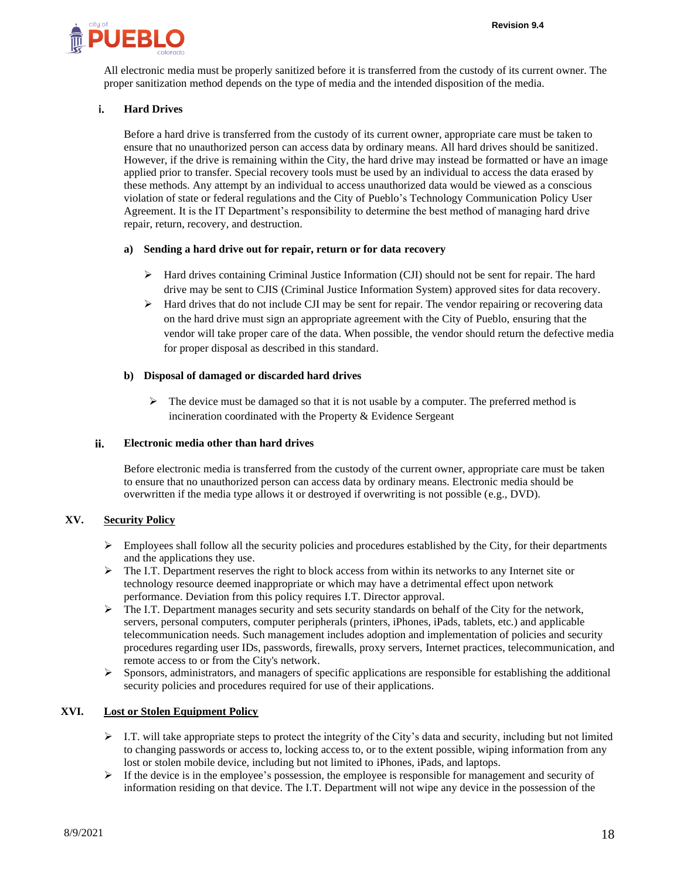All electronic media must be properly sanitized before it is transferred from the custody of its current owner. The proper sanitization method depends on the type of media and the intended disposition of the media.

#### i. Hard Drives

Before a hard drive is transferred from the custody of its current owner, appropriate care must be taken to ensure that no unauthorized person can access data by ordinary means. All hard drives should be sanitized. However, if the drive is remaining within the City, the hard drive may instead be formatted or have an image applied prior to transfer. Special recovery tools must be used by an individual to access the data erased by these methods. Any attempt by an individual to access unauthorized data would be viewed as a conscious violation of state or federal regulations and the City of Pueblo's Technology Communication Policy User Agreement. It is the IT Department's responsibility to determine the best method of managing hard drive repair, return, recovery, and destruction.

**a) Sending a hard drive out for repair, return or for data recovery**

- Hard drives containing Criminal Justice Information (CJI) should not be sent for repair. The hard drive may be sent to CJIS (Criminal Justice Information System) approved sites for data recovery.
- Hard drives that do not include CJI may be sent for repair. The vendor repairing or recovering data on the hard drive must sign an appropriate agreement with the City of Pueblo, ensuring that the vendor will take proper care of the data. When possible, the vendor should return the defective media for proper disposal as described in this standard.

**b) Disposal of damaged or discarded hard drives**

- The device must be damaged so that it is not usable by a computer. The preferred method is incineration coordinated with the Property & Evidence Sergeant

#### ii. Electronic media other than hard drives

Before electronic media is transferred from the custody of the current owner, appropriate care must be taken to ensure that no unauthorized person can access data by ordinary means. Electronic media should be overwritten if the media type allows it or destroyed if overwriting is not possible (e.g., DVD).

## XV. Security Policy

- Employees shall follow all the security policies and procedures established by the City, for their departments and the applications they use.
- The I.T. Department reserves the right to block access from within its networks to any Internet site or technology resource deemed inappropriate or which may have a detrimental effect upon network performance. Deviation from this policy requires I.T. Director approval.
- The I.T. Department manages security and sets security standards on behalf of the City for the network, servers, personal computers, computer peripherals (printers, iPhones, iPads, tablets, etc.) and applicable telecommunication needs. Such management includes adoption and implementation of policies and security procedures regarding user IDs, passwords, firewalls, proxy servers, Internet practices, telecommunication, and remote access to or from the City's network.
- Sponsors, administrators, and managers of specific applications are responsible for establishing the additional security policies and procedures required for use of their applications.

## XVI. Lost or Stolen Equipment Policy

- I.T. will take appropriate steps to protect the integrity of the City's data and security, including but not limited to changing passwords or access to, locking access to, or to the extent possible, wiping information from any lost or stolen mobile device, including but not limited to iPhones, iPads, and laptops.
- If the device is in the employee's possession, the employee is responsible for management and security of information residing on that device. The I.T. Department will not wipe any device in the possession of the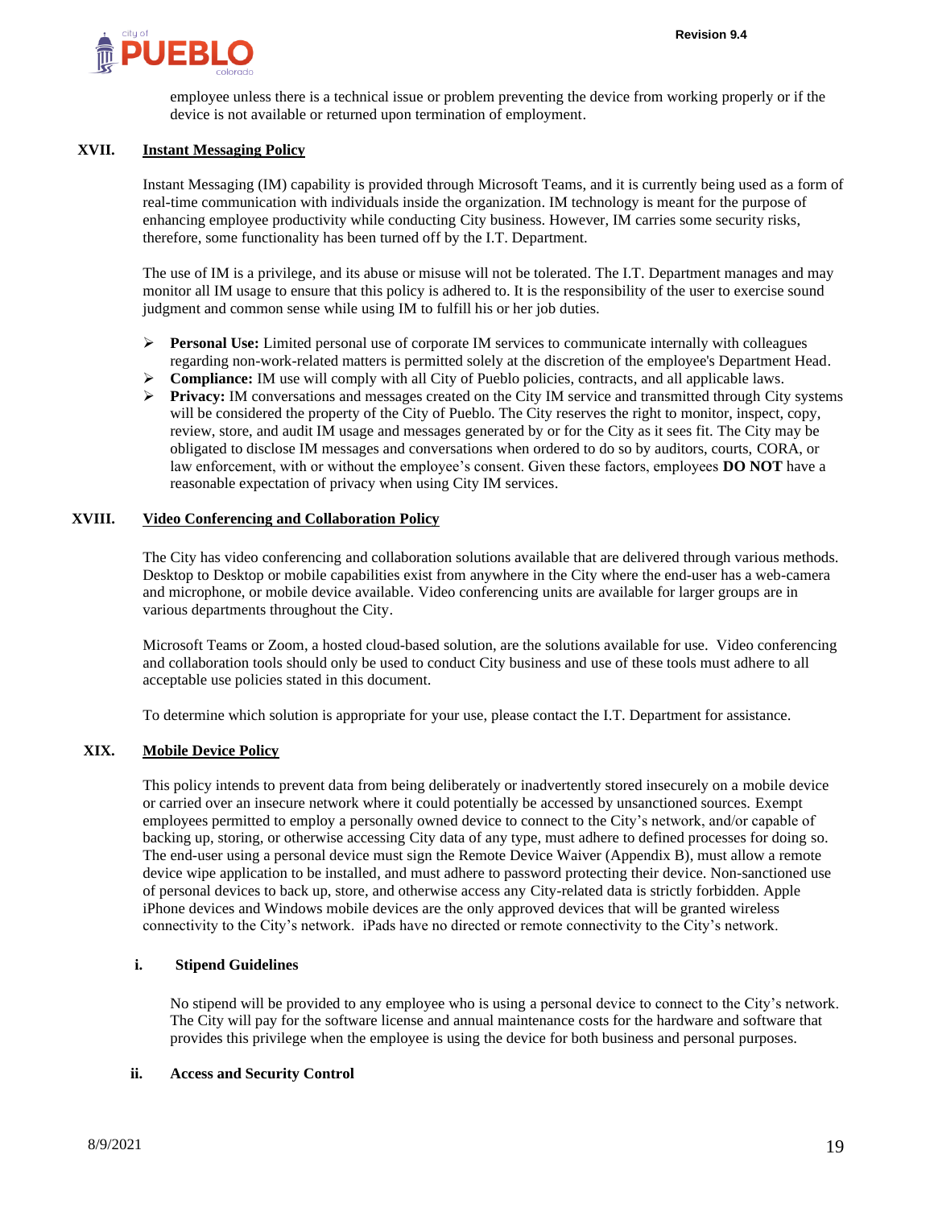employee unless there is a technical issue or problem preventing the device from working properly or if the device is not available or returned upon termination of employment.

## XVII. Instant Messaging Policy

Instant Messaging (IM) capability is provided through Microsoft Teams, and it is currently being used as a form of real-time communication with individuals inside the organization. IM technology is meant for the purpose of enhancing employee productivity while conducting City business. However, IM carries some security risks, therefore, some functionality has been turned off by the I.T. Department.

The use of IM is a privilege, and its abuse or misuse will not be tolerated. The I.T. Department manages and may monitor all IM usage to ensure that this policy is adhered to. It is the responsibility of the user to exercise sound judgment and common sense while using IM to fulfill his or her job duties.

- **Personal Use:** Limited personal use of corporate IM services to communicate internally with colleagues regarding non-work-related matters is permitted solely at the discretion of the employee's Department Head.
- **Compliance:** IM use will comply with all City of Pueblo policies, contracts, and all applicable laws.
- **Privacy:** IM conversations and messages created on the City IM service and transmitted through City systems will be considered the property of the City of Pueblo. The City reserves the right to monitor, inspect, copy, review, store, and audit IM usage and messages generated by or for the City as it sees fit. The City may be obligated to disclose IM messages and conversations when ordered to do so by auditors, courts, CORA, or law enforcement, with or without the employee's consent. Given these factors, employees **DO NOT** have a reasonable expectation of privacy when using City IM services.

## XVIII. Video Conferencing and Collaboration Policy

The City has video conferencing and collaboration solutions available that are delivered through various methods. Desktop to Desktop or mobile capabilities exist from anywhere in the City where the end-user has a web-camera and microphone, or mobile device available. Video conferencing units are available for larger groups are in various departments throughout the City.

Microsoft Teams or Zoom, a hosted cloud-based solution, are the solutions available for use. Video conferencing and collaboration tools should only be used to conduct City business and use of these tools must adhere to all acceptable use policies stated in this document.

To determine which solution is appropriate for your use, please contact the I.T. Department for assistance.

## XIX. Mobile Device Policy

This policy intends to prevent data from being deliberately or inadvertently stored insecurely on a mobile device or carried over an insecure network where it could potentially be accessed by unsanctioned sources. Exempt employees permitted to employ a personally owned device to connect to the City's network, and/or capable of backing up, storing, or otherwise accessing City data of any type, must adhere to defined processes for doing so. The end-user using a personal device must sign the Remote Device Waiver (Appendix B), must allow a remote device wipe application to be installed, and must adhere to password protecting their device. Non-sanctioned use of personal devices to back up, store, and otherwise access any City-related data is strictly forbidden. Apple iPhone devices and Windows mobile devices are the only approved devices that will be granted wireless connectivity to the City's network. iPads have no directed or remote connectivity to the City's network.

### i. Stipend Guidelines

No stipend will be provided to any employee who is using a personal device to connect to the City's network. The City will pay for the software license and annual maintenance costs for the hardware and software that provides this privilege when the employee is using the device for both business and personal purposes.

### ii. Access and Security Control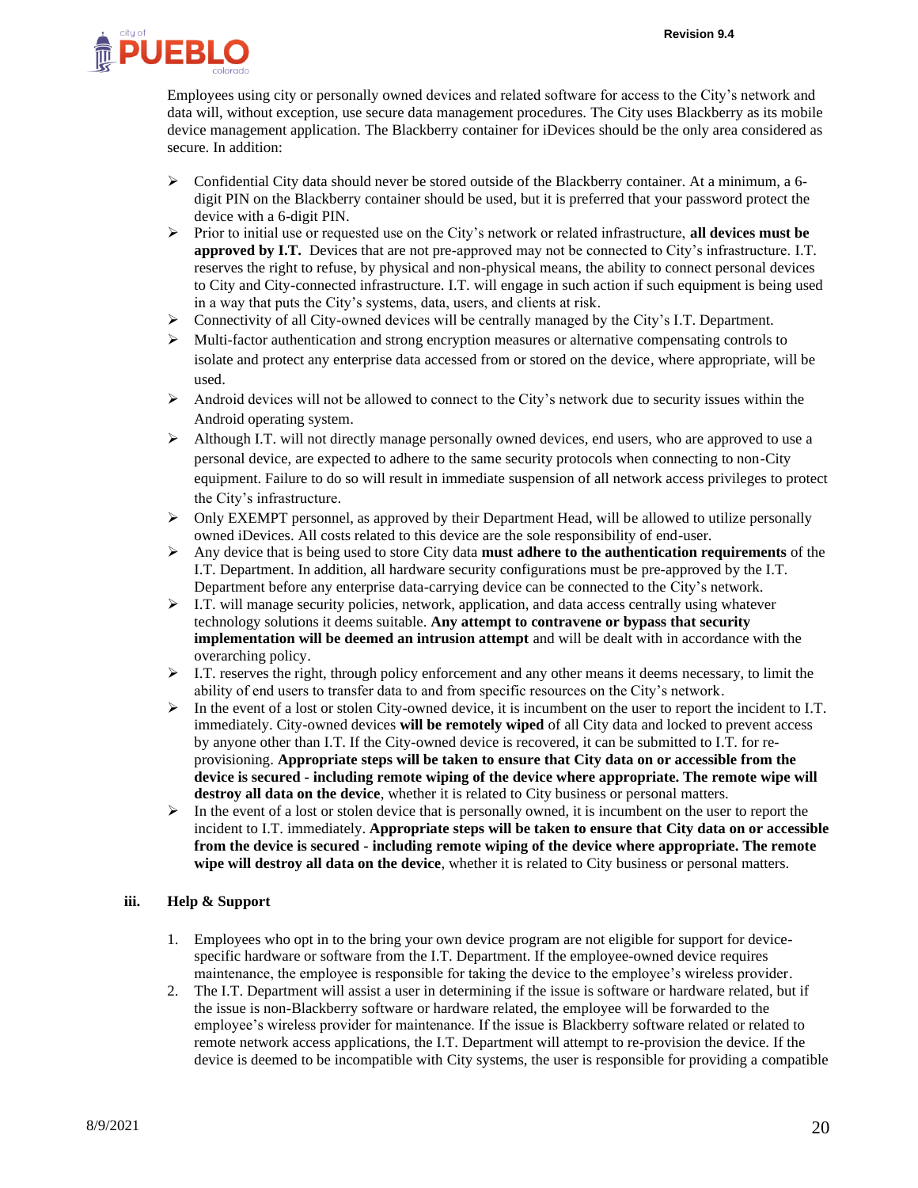Employees using city or personally owned devices and related software for access to the City's network and data will, without exception, use secure data management procedures. The City uses Blackberry as its mobile device management application. The Blackberry container for iDevices should be the only area considered as secure. In addition:

- Confidential City data should never be stored outside of the Blackberry container. At a minimum, a 6-digit PIN on the Blackberry container should be used, but it is preferred that your password protect the device with a 6-digit PIN.
- Prior to initial use or requested use on the City's network or related infrastructure, **all devices must be approved by I.T.** Devices that are not pre-approved may not be connected to City's infrastructure. I.T. reserves the right to refuse, by physical and non-physical means, the ability to connect personal devices to City and City-connected infrastructure. I.T. will engage in such action if such equipment is being used in a way that puts the City's systems, data, users, and clients at risk.
- Connectivity of all City-owned devices will be centrally managed by the City's I.T. Department.
- Multi-factor authentication and strong encryption measures or alternative compensating controls to isolate and protect any enterprise data accessed from or stored on the device, where appropriate, will be used.
- Android devices will not be allowed to connect to the City's network due to security issues within the Android operating system.
- Although I.T. will not directly manage personally owned devices, end users, who are approved to use a personal device, are expected to adhere to the same security protocols when connecting to non-City equipment. Failure to do so will result in immediate suspension of all network access privileges to protect the City's infrastructure.
- Only EXEMPT personnel, as approved by their Department Head, will be allowed to utilize personally owned iDevices. All costs related to this device are the sole responsibility of end-user.
- Any device that is being used to store City data **must adhere to the authentication requirements** of the I.T. Department. In addition, all hardware security configurations must be pre-approved by the I.T. Department before any enterprise data-carrying device can be connected to the City's network.
- I.T. will manage security policies, network, application, and data access centrally using whatever technology solutions it deems suitable. **Any attempt to contravene or bypass that security implementation will be deemed an intrusion attempt** and will be dealt with in accordance with the overarching policy.
- I.T. reserves the right, through policy enforcement and any other means it deems necessary, to limit the ability of end users to transfer data to and from specific resources on the City's network.
- In the event of a lost or stolen City-owned device, it is incumbent on the user to report the incident to I.T. immediately. City-owned devices **will be remotely wiped** of all City data and locked to prevent access by anyone other than I.T. If the City-owned device is recovered, it can be submitted to I.T. for re-provisioning. **Appropriate steps will be taken to ensure that City data on or accessible from the device is secured - including remote wiping of the device where appropriate. The remote wipe will destroy all data on the device**, whether it is related to City business or personal matters.
- In the event of a lost or stolen device that is personally owned, it is incumbent on the user to report the incident to I.T. immediately. **Appropriate steps will be taken to ensure that City data on or accessible from the device is secured - including remote wiping of the device where appropriate. The remote wipe will destroy all data on the device**, whether it is related to City business or personal matters.

### iii. Help & Support

1. Employees who opt in to the bring your own device program are not eligible for support for device-specific hardware or software from the I.T. Department. If the employee-owned device requires maintenance, the employee is responsible for taking the device to the employee's wireless provider.
2. The I.T. Department will assist a user in determining if the issue is software or hardware related, but if the issue is non-Blackberry software or hardware related, the employee will be forwarded to the employee's wireless provider for maintenance. If the issue is Blackberry software related or related to remote network access applications, the I.T. Department will attempt to re-provision the device. If the device is deemed to be incompatible with City systems, the user is responsible for providing a compatible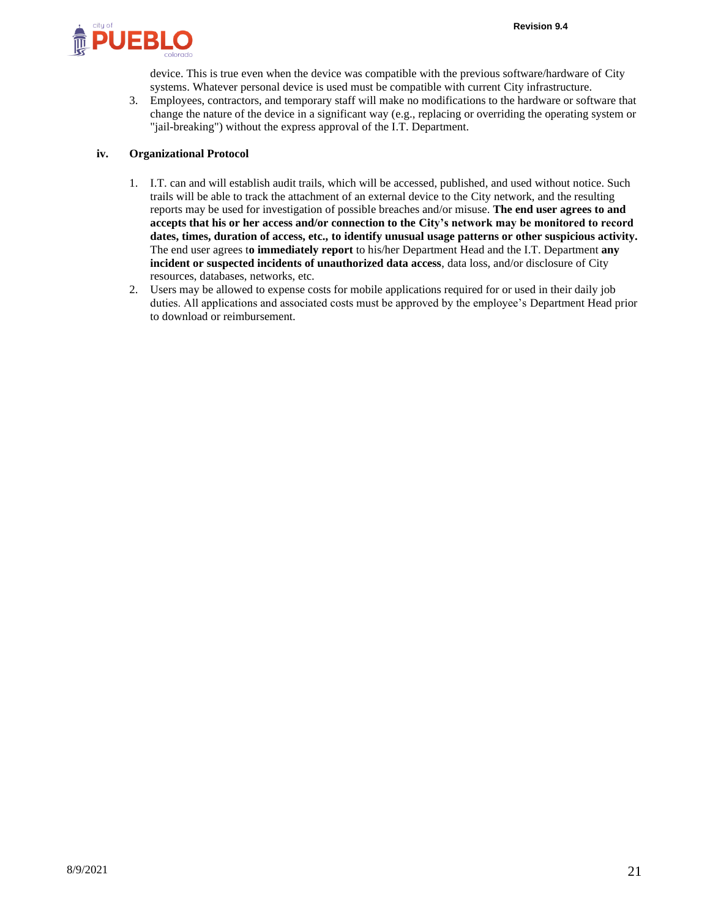device. This is true even when the device was compatible with the previous software/hardware of City systems. Whatever personal device is used must be compatible with current City infrastructure.

3. Employees, contractors, and temporary staff will make no modifications to the hardware or software that change the nature of the device in a significant way (e.g., replacing or overriding the operating system or "jail-breaking") without the express approval of the I.T. Department.

**iv. Organizational Protocol**

1. I.T. can and will establish audit trails, which will be accessed, published, and used without notice. Such trails will be able to track the attachment of an external device to the City network, and the resulting reports may be used for investigation of possible breaches and/or misuse. **The end user agrees to and accepts that his or her access and/or connection to the City's network may be monitored to record dates, times, duration of access, etc., to identify unusual usage patterns or other suspicious activity.** The end user agrees t**o immediately report** to his/her Department Head and the I.T. Department **any incident or suspected incidents of unauthorized data access**, data loss, and/or disclosure of City resources, databases, networks, etc.
2. Users may be allowed to expense costs for mobile applications required for or used in their daily job duties. All applications and associated costs must be approved by the employee's Department Head prior to download or reimbursement.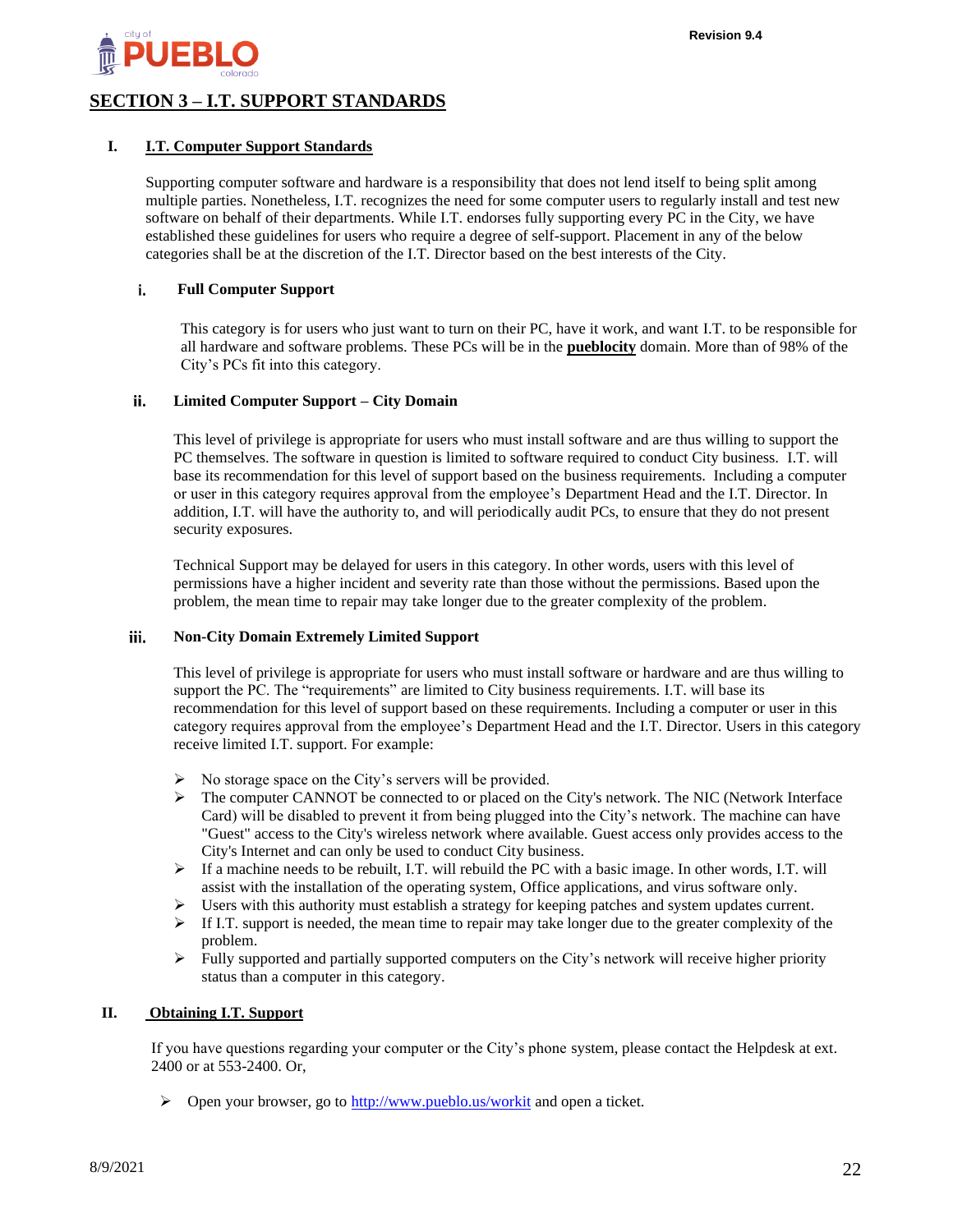## SECTION 3 – I.T. SUPPORT STANDARDS

### I. I.T. Computer Support Standards

Supporting computer software and hardware is a responsibility that does not lend itself to being split among multiple parties. Nonetheless, I.T. recognizes the need for some computer users to regularly install and test new software on behalf of their departments. While I.T. endorses fully supporting every PC in the City, we have established these guidelines for users who require a degree of self-support. Placement in any of the below categories shall be at the discretion of the I.T. Director based on the best interests of the City.

#### i. Full Computer Support

This category is for users who just want to turn on their PC, have it work, and want I.T. to be responsible for all hardware and software problems. These PCs will be in the **pueblocity** domain. More than of 98% of the City's PCs fit into this category.

#### ii. Limited Computer Support – City Domain

This level of privilege is appropriate for users who must install software and are thus willing to support the PC themselves. The software in question is limited to software required to conduct City business. I.T. will base its recommendation for this level of support based on the business requirements. Including a computer or user in this category requires approval from the employee's Department Head and the I.T. Director. In addition, I.T. will have the authority to, and will periodically audit PCs, to ensure that they do not present security exposures.

Technical Support may be delayed for users in this category. In other words, users with this level of permissions have a higher incident and severity rate than those without the permissions. Based upon the problem, the mean time to repair may take longer due to the greater complexity of the problem.

#### iii. Non-City Domain Extremely Limited Support

This level of privilege is appropriate for users who must install software or hardware and are thus willing to support the PC. The "requirements" are limited to City business requirements. I.T. will base its recommendation for this level of support based on these requirements. Including a computer or user in this category requires approval from the employee's Department Head and the I.T. Director. Users in this category receive limited I.T. support. For example:

- No storage space on the City's servers will be provided.
- The computer CANNOT be connected to or placed on the City's network. The NIC (Network Interface Card) will be disabled to prevent it from being plugged into the City's network. The machine can have "Guest" access to the City's wireless network where available. Guest access only provides access to the City's Internet and can only be used to conduct City business.
- If a machine needs to be rebuilt, I.T. will rebuild the PC with a basic image. In other words, I.T. will assist with the installation of the operating system, Office applications, and virus software only.
- Users with this authority must establish a strategy for keeping patches and system updates current.
- If I.T. support is needed, the mean time to repair may take longer due to the greater complexity of the problem.
- Fully supported and partially supported computers on the City's network will receive higher priority status than a computer in this category.

### II. Obtaining I.T. Support

If you have questions regarding your computer or the City's phone system, please contact the Helpdesk at ext. 2400 or at 553-2400. Or,

- Open your browser, go to http://www.pueblo.us/workit and open a ticket.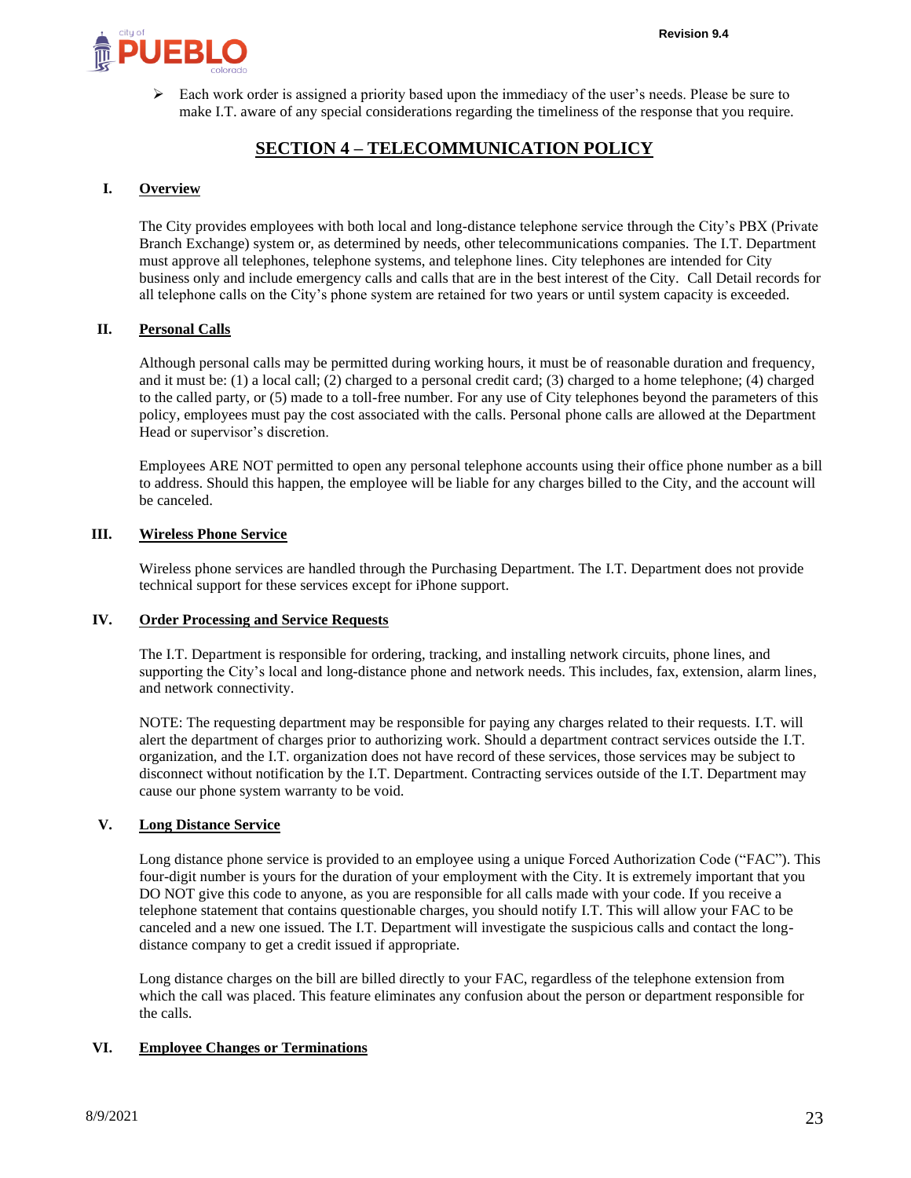- Each work order is assigned a priority based upon the immediacy of the user's needs. Please be sure to make I.T. aware of any special considerations regarding the timeliness of the response that you require.

## SECTION 4 – TELECOMMUNICATION POLICY

### I. Overview

The City provides employees with both local and long-distance telephone service through the City's PBX (Private Branch Exchange) system or, as determined by needs, other telecommunications companies. The I.T. Department must approve all telephones, telephone systems, and telephone lines. City telephones are intended for City business only and include emergency calls and calls that are in the best interest of the City. Call Detail records for all telephone calls on the City's phone system are retained for two years or until system capacity is exceeded.

### II. Personal Calls

Although personal calls may be permitted during working hours, it must be of reasonable duration and frequency, and it must be: (1) a local call; (2) charged to a personal credit card; (3) charged to a home telephone; (4) charged to the called party, or (5) made to a toll-free number. For any use of City telephones beyond the parameters of this policy, employees must pay the cost associated with the calls. Personal phone calls are allowed at the Department Head or supervisor's discretion.

Employees ARE NOT permitted to open any personal telephone accounts using their office phone number as a bill to address. Should this happen, the employee will be liable for any charges billed to the City, and the account will be canceled.

### III. Wireless Phone Service

Wireless phone services are handled through the Purchasing Department. The I.T. Department does not provide technical support for these services except for iPhone support.

### IV. Order Processing and Service Requests

The I.T. Department is responsible for ordering, tracking, and installing network circuits, phone lines, and supporting the City's local and long-distance phone and network needs. This includes, fax, extension, alarm lines, and network connectivity.

NOTE: The requesting department may be responsible for paying any charges related to their requests. I.T. will alert the department of charges prior to authorizing work. Should a department contract services outside the I.T. organization, and the I.T. organization does not have record of these services, those services may be subject to disconnect without notification by the I.T. Department. Contracting services outside of the I.T. Department may cause our phone system warranty to be void.

### V. Long Distance Service

Long distance phone service is provided to an employee using a unique Forced Authorization Code ("FAC"). This four-digit number is yours for the duration of your employment with the City. It is extremely important that you DO NOT give this code to anyone, as you are responsible for all calls made with your code. If you receive a telephone statement that contains questionable charges, you should notify I.T. This will allow your FAC to be canceled and a new one issued. The I.T. Department will investigate the suspicious calls and contact the long-distance company to get a credit issued if appropriate.

Long distance charges on the bill are billed directly to your FAC, regardless of the telephone extension from which the call was placed. This feature eliminates any confusion about the person or department responsible for the calls.

### VI. Employee Changes or Terminations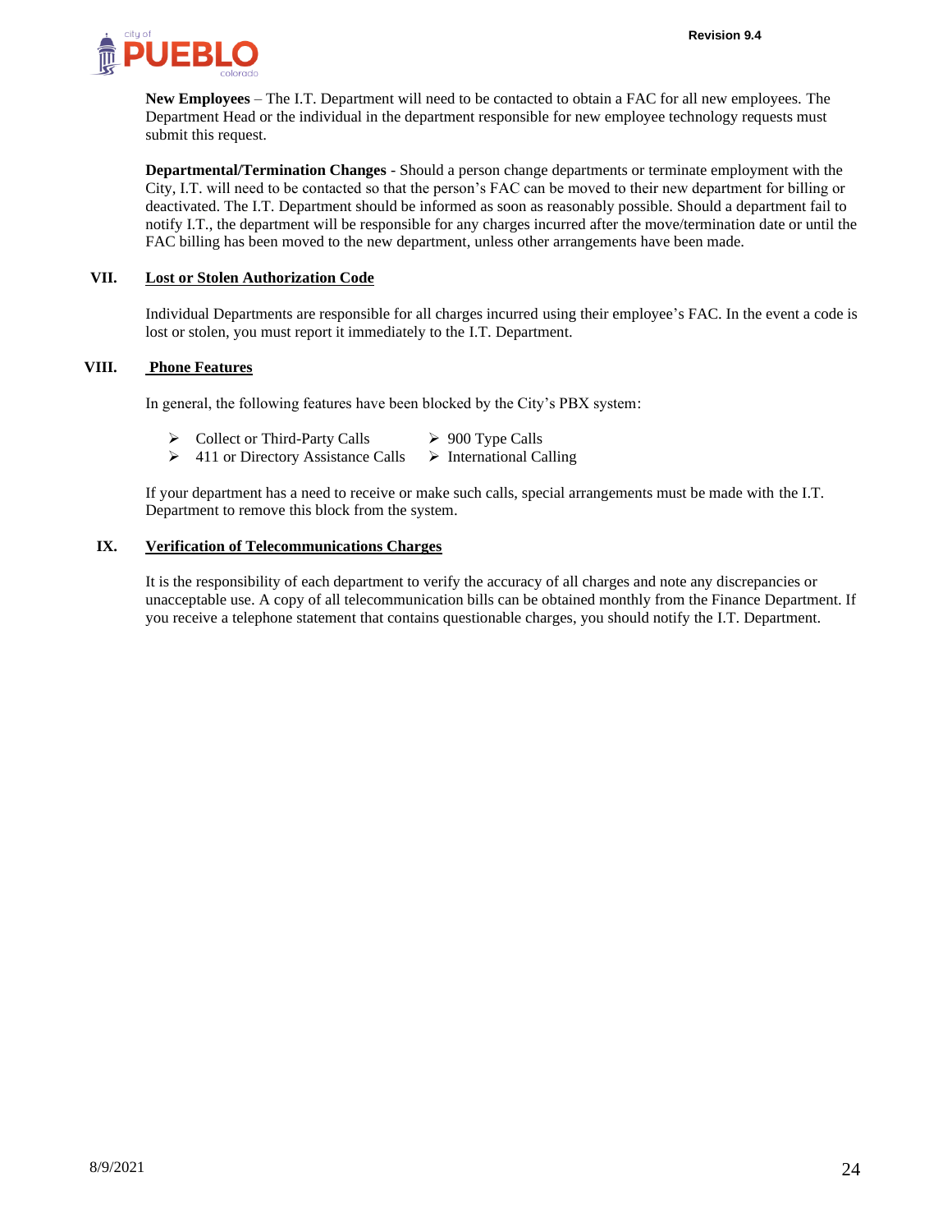**New Employees** – The I.T. Department will need to be contacted to obtain a FAC for all new employees. The Department Head or the individual in the department responsible for new employee technology requests must submit this request.

**Departmental/Termination Changes** - Should a person change departments or terminate employment with the City, I.T. will need to be contacted so that the person's FAC can be moved to their new department for billing or deactivated. The I.T. Department should be informed as soon as reasonably possible. Should a department fail to notify I.T., the department will be responsible for any charges incurred after the move/termination date or until the FAC billing has been moved to the new department, unless other arrangements have been made.

## VII. Lost or Stolen Authorization Code

Individual Departments are responsible for all charges incurred using their employee's FAC. In the event a code is lost or stolen, you must report it immediately to the I.T. Department.

## VIII. Phone Features

In general, the following features have been blocked by the City's PBX system:

- Collect or Third-Party Calls
- 411 or Directory Assistance Calls
- 900 Type Calls
- International Calling

If your department has a need to receive or make such calls, special arrangements must be made with the I.T. Department to remove this block from the system.

## IX. Verification of Telecommunications Charges

It is the responsibility of each department to verify the accuracy of all charges and note any discrepancies or unacceptable use. A copy of all telecommunication bills can be obtained monthly from the Finance Department. If you receive a telephone statement that contains questionable charges, you should notify the I.T. Department.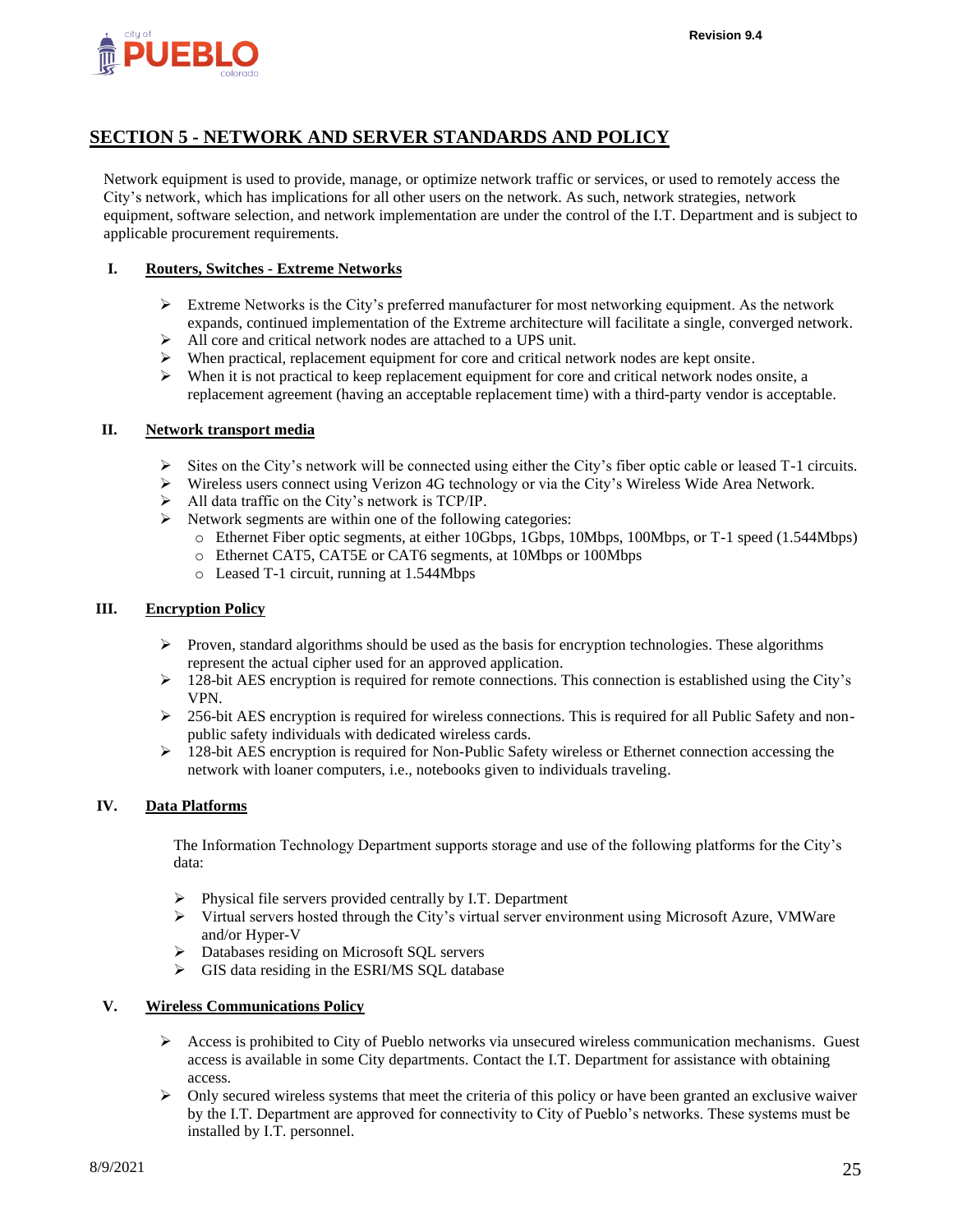## SECTION 5 - NETWORK AND SERVER STANDARDS AND POLICY

Network equipment is used to provide, manage, or optimize network traffic or services, or used to remotely access the City's network, which has implications for all other users on the network. As such, network strategies, network equipment, software selection, and network implementation are under the control of the I.T. Department and is subject to applicable procurement requirements.

### I. Routers, Switches - Extreme Networks

- Extreme Networks is the City's preferred manufacturer for most networking equipment. As the network expands, continued implementation of the Extreme architecture will facilitate a single, converged network.
- All core and critical network nodes are attached to a UPS unit.
- When practical, replacement equipment for core and critical network nodes are kept onsite.
- When it is not practical to keep replacement equipment for core and critical network nodes onsite, a replacement agreement (having an acceptable replacement time) with a third-party vendor is acceptable.

### II. Network transport media

- Sites on the City's network will be connected using either the City's fiber optic cable or leased T-1 circuits.
- Wireless users connect using Verizon 4G technology or via the City's Wireless Wide Area Network.
- All data traffic on the City's network is TCP/IP.
- Network segments are within one of the following categories:
  - Ethernet Fiber optic segments, at either 10Gbps, 1Gbps, 10Mbps, 100Mbps, or T-1 speed (1.544Mbps)
  - Ethernet CAT5, CAT5E or CAT6 segments, at 10Mbps or 100Mbps
  - Leased T-1 circuit, running at 1.544Mbps

### III. Encryption Policy

- Proven, standard algorithms should be used as the basis for encryption technologies. These algorithms represent the actual cipher used for an approved application.
- 128-bit AES encryption is required for remote connections. This connection is established using the City's VPN.
- 256-bit AES encryption is required for wireless connections. This is required for all Public Safety and non-public safety individuals with dedicated wireless cards.
- 128-bit AES encryption is required for Non-Public Safety wireless or Ethernet connection accessing the network with loaner computers, i.e., notebooks given to individuals traveling.

### IV. Data Platforms

The Information Technology Department supports storage and use of the following platforms for the City's data:

- Physical file servers provided centrally by I.T. Department
- Virtual servers hosted through the City's virtual server environment using Microsoft Azure, VMWare and/or Hyper-V
- Databases residing on Microsoft SQL servers
- GIS data residing in the ESRI/MS SQL database

### V. Wireless Communications Policy

- Access is prohibited to City of Pueblo networks via unsecured wireless communication mechanisms. Guest access is available in some City departments. Contact the I.T. Department for assistance with obtaining access.
- Only secured wireless systems that meet the criteria of this policy or have been granted an exclusive waiver by the I.T. Department are approved for connectivity to City of Pueblo's networks. These systems must be installed by I.T. personnel.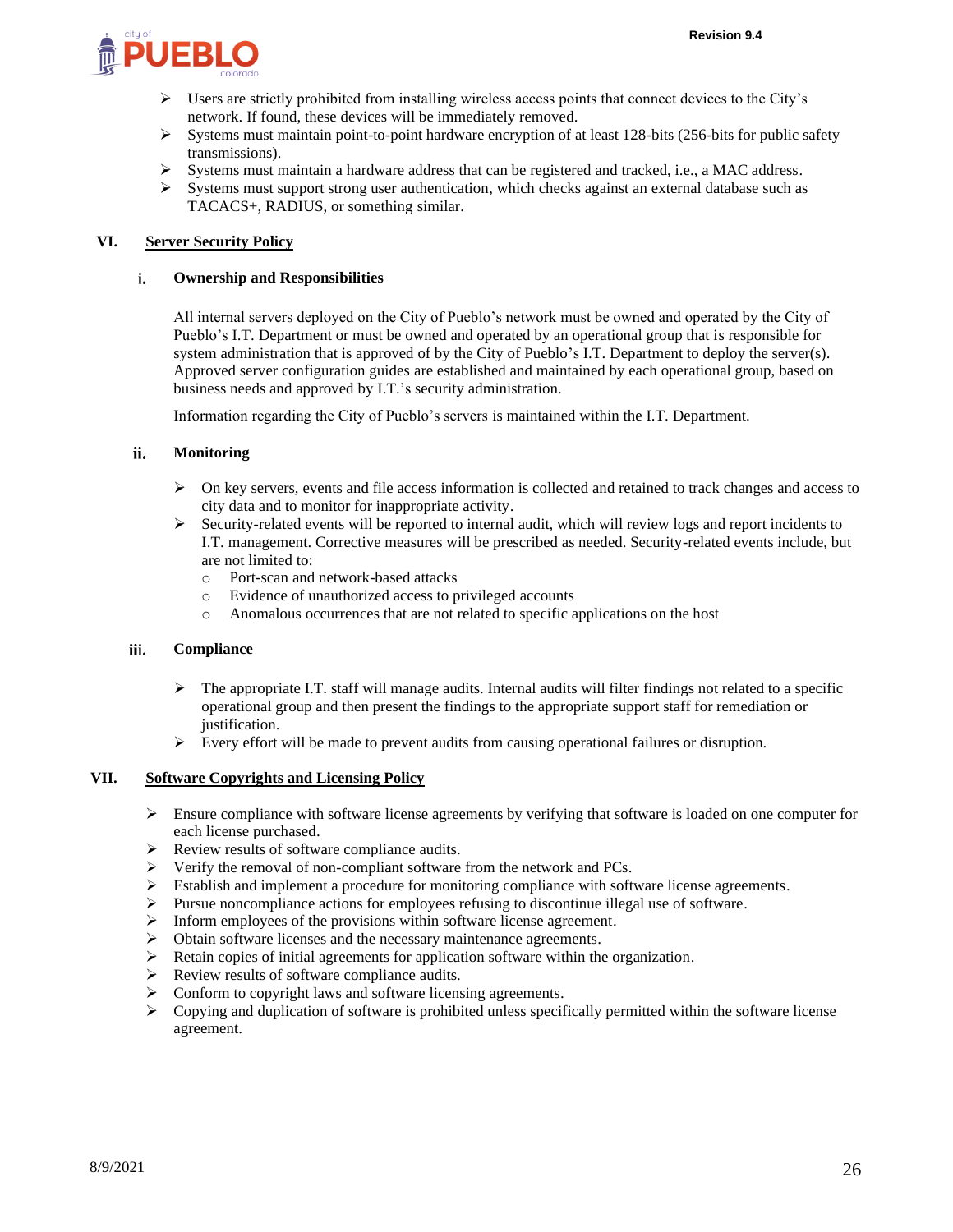- Users are strictly prohibited from installing wireless access points that connect devices to the City's network. If found, these devices will be immediately removed.
- Systems must maintain point-to-point hardware encryption of at least 128-bits (256-bits for public safety transmissions).
- Systems must maintain a hardware address that can be registered and tracked, i.e., a MAC address.
- Systems must support strong user authentication, which checks against an external database such as TACACS+, RADIUS, or something similar.

## VI. Server Security Policy

### i. Ownership and Responsibilities

All internal servers deployed on the City of Pueblo's network must be owned and operated by the City of Pueblo's I.T. Department or must be owned and operated by an operational group that is responsible for system administration that is approved of by the City of Pueblo's I.T. Department to deploy the server(s). Approved server configuration guides are established and maintained by each operational group, based on business needs and approved by I.T.'s security administration.

Information regarding the City of Pueblo's servers is maintained within the I.T. Department.

### ii. Monitoring

- On key servers, events and file access information is collected and retained to track changes and access to city data and to monitor for inappropriate activity.
- Security-related events will be reported to internal audit, which will review logs and report incidents to I.T. management. Corrective measures will be prescribed as needed. Security-related events include, but are not limited to:
  - Port-scan and network-based attacks
  - Evidence of unauthorized access to privileged accounts
  - Anomalous occurrences that are not related to specific applications on the host

### iii. Compliance

- The appropriate I.T. staff will manage audits. Internal audits will filter findings not related to a specific operational group and then present the findings to the appropriate support staff for remediation or justification.
- Every effort will be made to prevent audits from causing operational failures or disruption.

## VII. Software Copyrights and Licensing Policy

- Ensure compliance with software license agreements by verifying that software is loaded on one computer for each license purchased.
- Review results of software compliance audits.
- Verify the removal of non-compliant software from the network and PCs.
- Establish and implement a procedure for monitoring compliance with software license agreements.
- Pursue noncompliance actions for employees refusing to discontinue illegal use of software.
- Inform employees of the provisions within software license agreement.
- Obtain software licenses and the necessary maintenance agreements.
- Retain copies of initial agreements for application software within the organization.
- Review results of software compliance audits.
- Conform to copyright laws and software licensing agreements.
- Copying and duplication of software is prohibited unless specifically permitted within the software license agreement.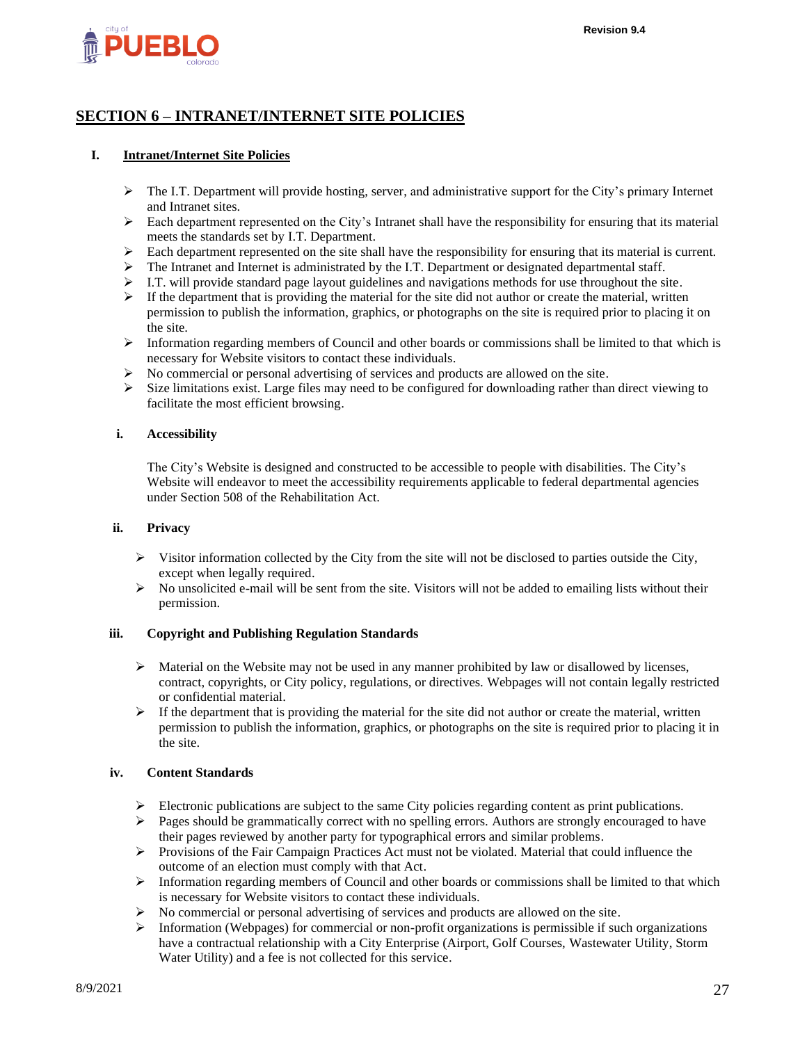## SECTION 6 – INTRANET/INTERNET SITE POLICIES

### I. Intranet/Internet Site Policies

- The I.T. Department will provide hosting, server, and administrative support for the City's primary Internet and Intranet sites.
- Each department represented on the City's Intranet shall have the responsibility for ensuring that its material meets the standards set by I.T. Department.
- Each department represented on the site shall have the responsibility for ensuring that its material is current.
- The Intranet and Internet is administrated by the I.T. Department or designated departmental staff.
- I.T. will provide standard page layout guidelines and navigations methods for use throughout the site.
- If the department that is providing the material for the site did not author or create the material, written permission to publish the information, graphics, or photographs on the site is required prior to placing it on the site.
- Information regarding members of Council and other boards or commissions shall be limited to that which is necessary for Website visitors to contact these individuals.
- No commercial or personal advertising of services and products are allowed on the site.
- Size limitations exist. Large files may need to be configured for downloading rather than direct viewing to facilitate the most efficient browsing.

#### i. Accessibility

The City's Website is designed and constructed to be accessible to people with disabilities. The City's Website will endeavor to meet the accessibility requirements applicable to federal departmental agencies under Section 508 of the Rehabilitation Act.

#### ii. Privacy

- Visitor information collected by the City from the site will not be disclosed to parties outside the City, except when legally required.
- No unsolicited e-mail will be sent from the site. Visitors will not be added to emailing lists without their permission.

#### iii. Copyright and Publishing Regulation Standards

- Material on the Website may not be used in any manner prohibited by law or disallowed by licenses, contract, copyrights, or City policy, regulations, or directives. Webpages will not contain legally restricted or confidential material.
- If the department that is providing the material for the site did not author or create the material, written permission to publish the information, graphics, or photographs on the site is required prior to placing it in the site.

#### iv. Content Standards

- Electronic publications are subject to the same City policies regarding content as print publications.
- Pages should be grammatically correct with no spelling errors. Authors are strongly encouraged to have their pages reviewed by another party for typographical errors and similar problems.
- Provisions of the Fair Campaign Practices Act must not be violated. Material that could influence the outcome of an election must comply with that Act.
- Information regarding members of Council and other boards or commissions shall be limited to that which is necessary for Website visitors to contact these individuals.
- No commercial or personal advertising of services and products are allowed on the site.
- Information (Webpages) for commercial or non-profit organizations is permissible if such organizations have a contractual relationship with a City Enterprise (Airport, Golf Courses, Wastewater Utility, Storm Water Utility) and a fee is not collected for this service.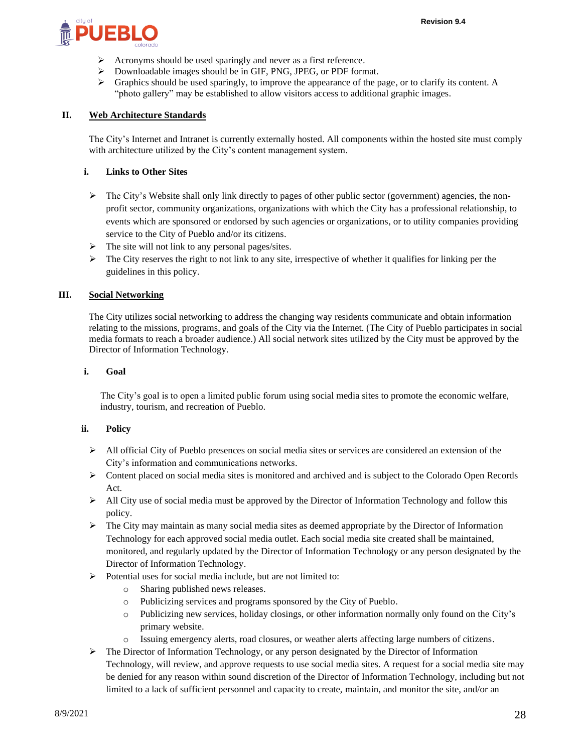- Acronyms should be used sparingly and never as a first reference.
- Downloadable images should be in GIF, PNG, JPEG, or PDF format.
- Graphics should be used sparingly, to improve the appearance of the page, or to clarify its content. A "photo gallery" may be established to allow visitors access to additional graphic images.

## II. Web Architecture Standards

The City's Internet and Intranet is currently externally hosted. All components within the hosted site must comply with architecture utilized by the City's content management system.

### i. Links to Other Sites

- The City's Website shall only link directly to pages of other public sector (government) agencies, the non-profit sector, community organizations, organizations with which the City has a professional relationship, to events which are sponsored or endorsed by such agencies or organizations, or to utility companies providing service to the City of Pueblo and/or its citizens.
- The site will not link to any personal pages/sites.
- The City reserves the right to not link to any site, irrespective of whether it qualifies for linking per the guidelines in this policy.

## III. Social Networking

The City utilizes social networking to address the changing way residents communicate and obtain information relating to the missions, programs, and goals of the City via the Internet. (The City of Pueblo participates in social media formats to reach a broader audience.) All social network sites utilized by the City must be approved by the Director of Information Technology.

### i. Goal

The City's goal is to open a limited public forum using social media sites to promote the economic welfare, industry, tourism, and recreation of Pueblo.

### ii. Policy

- All official City of Pueblo presences on social media sites or services are considered an extension of the City's information and communications networks.
- Content placed on social media sites is monitored and archived and is subject to the Colorado Open Records Act.
- All City use of social media must be approved by the Director of Information Technology and follow this policy.
- The City may maintain as many social media sites as deemed appropriate by the Director of Information Technology for each approved social media outlet. Each social media site created shall be maintained, monitored, and regularly updated by the Director of Information Technology or any person designated by the Director of Information Technology.
- Potential uses for social media include, but are not limited to:
  - Sharing published news releases.
  - Publicizing services and programs sponsored by the City of Pueblo.
  - Publicizing new services, holiday closings, or other information normally only found on the City's primary website.
  - Issuing emergency alerts, road closures, or weather alerts affecting large numbers of citizens.
- The Director of Information Technology, or any person designated by the Director of Information Technology, will review, and approve requests to use social media sites. A request for a social media site may be denied for any reason within sound discretion of the Director of Information Technology, including but not limited to a lack of sufficient personnel and capacity to create, maintain, and monitor the site, and/or an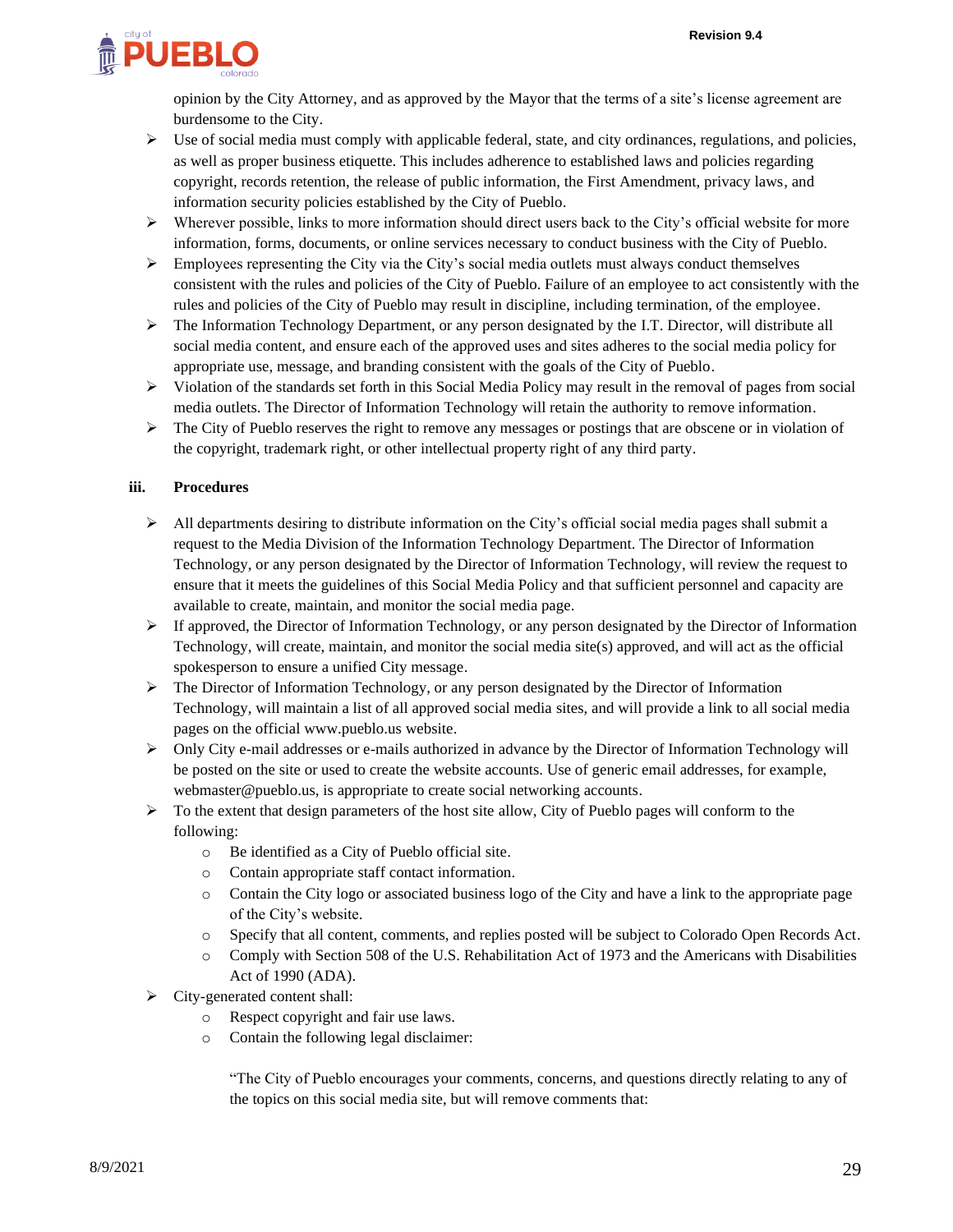opinion by the City Attorney, and as approved by the Mayor that the terms of a site's license agreement are burdensome to the City.

- Use of social media must comply with applicable federal, state, and city ordinances, regulations, and policies, as well as proper business etiquette. This includes adherence to established laws and policies regarding copyright, records retention, the release of public information, the First Amendment, privacy laws, and information security policies established by the City of Pueblo.
- Wherever possible, links to more information should direct users back to the City's official website for more information, forms, documents, or online services necessary to conduct business with the City of Pueblo.
- Employees representing the City via the City's social media outlets must always conduct themselves consistent with the rules and policies of the City of Pueblo. Failure of an employee to act consistently with the rules and policies of the City of Pueblo may result in discipline, including termination, of the employee.
- The Information Technology Department, or any person designated by the I.T. Director, will distribute all social media content, and ensure each of the approved uses and sites adheres to the social media policy for appropriate use, message, and branding consistent with the goals of the City of Pueblo.
- Violation of the standards set forth in this Social Media Policy may result in the removal of pages from social media outlets. The Director of Information Technology will retain the authority to remove information.
- The City of Pueblo reserves the right to remove any messages or postings that are obscene or in violation of the copyright, trademark right, or other intellectual property right of any third party.

**iii. Procedures**

- All departments desiring to distribute information on the City's official social media pages shall submit a request to the Media Division of the Information Technology Department. The Director of Information Technology, or any person designated by the Director of Information Technology, will review the request to ensure that it meets the guidelines of this Social Media Policy and that sufficient personnel and capacity are available to create, maintain, and monitor the social media page.
- If approved, the Director of Information Technology, or any person designated by the Director of Information Technology, will create, maintain, and monitor the social media site(s) approved, and will act as the official spokesperson to ensure a unified City message.
- The Director of Information Technology, or any person designated by the Director of Information Technology, will maintain a list of all approved social media sites, and will provide a link to all social media pages on the official www.pueblo.us website.
- Only City e-mail addresses or e-mails authorized in advance by the Director of Information Technology will be posted on the site or used to create the website accounts. Use of generic email addresses, for example, webmaster@pueblo.us, is appropriate to create social networking accounts.
- To the extent that design parameters of the host site allow, City of Pueblo pages will conform to the following:
  - Be identified as a City of Pueblo official site.
  - Contain appropriate staff contact information.
  - Contain the City logo or associated business logo of the City and have a link to the appropriate page of the City's website.
  - Specify that all content, comments, and replies posted will be subject to Colorado Open Records Act.
  - Comply with Section 508 of the U.S. Rehabilitation Act of 1973 and the Americans with Disabilities Act of 1990 (ADA).
- City-generated content shall:
  - Respect copyright and fair use laws.
  - Contain the following legal disclaimer:

    "The City of Pueblo encourages your comments, concerns, and questions directly relating to any of the topics on this social media site, but will remove comments that: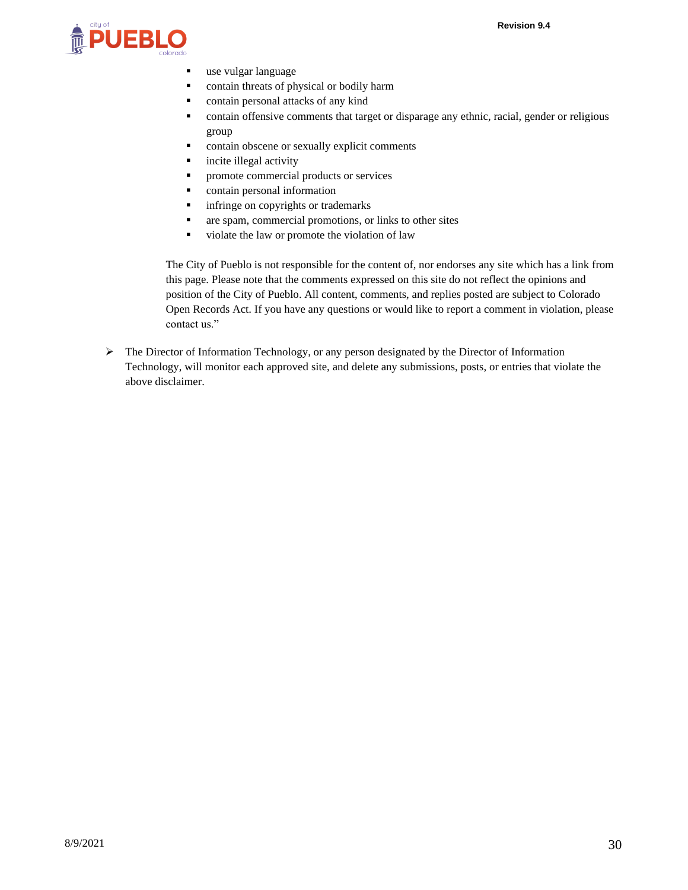- use vulgar language
- contain threats of physical or bodily harm
- contain personal attacks of any kind
- contain offensive comments that target or disparage any ethnic, racial, gender or religious group
- contain obscene or sexually explicit comments
- incite illegal activity
- promote commercial products or services
- contain personal information
- infringe on copyrights or trademarks
- are spam, commercial promotions, or links to other sites
- violate the law or promote the violation of law

The City of Pueblo is not responsible for the content of, nor endorses any site which has a link from this page. Please note that the comments expressed on this site do not reflect the opinions and position of the City of Pueblo. All content, comments, and replies posted are subject to Colorado Open Records Act. If you have any questions or would like to report a comment in violation, please contact us."

- The Director of Information Technology, or any person designated by the Director of Information Technology, will monitor each approved site, and delete any submissions, posts, or entries that violate the above disclaimer.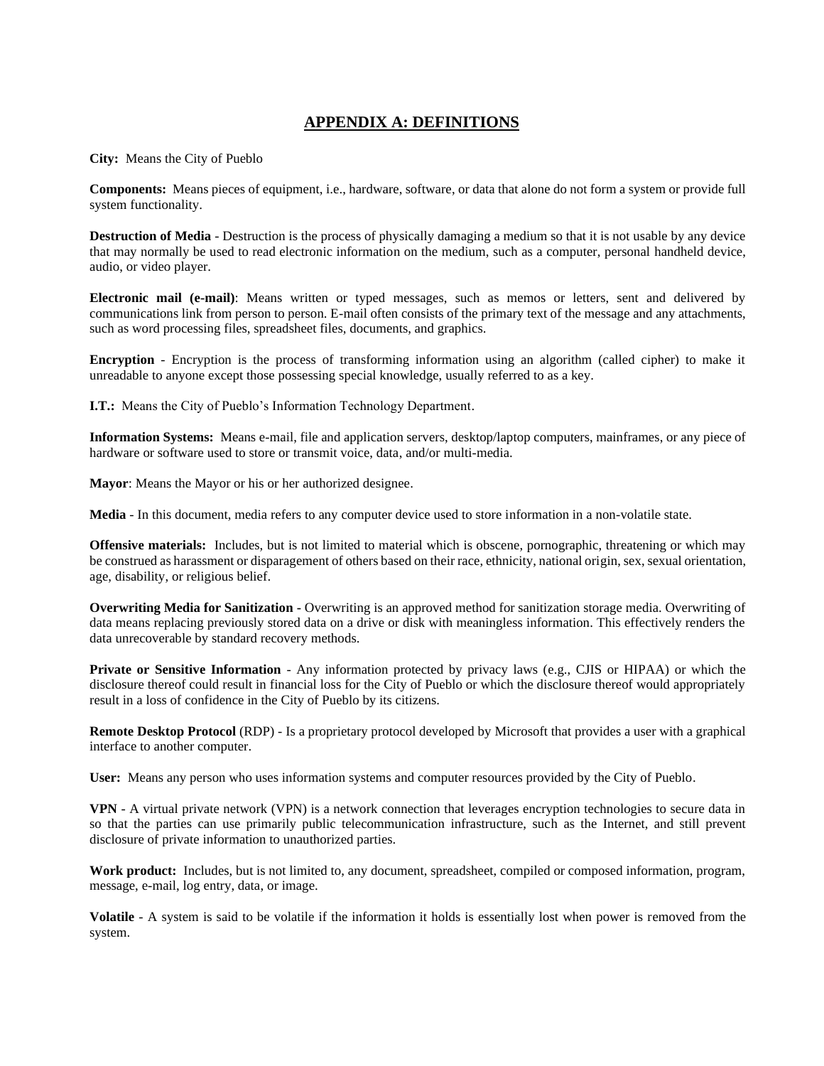## APPENDIX A: DEFINITIONS

**City:** Means the City of Pueblo

**Components:** Means pieces of equipment, i.e., hardware, software, or data that alone do not form a system or provide full system functionality.

**Destruction of Media** - Destruction is the process of physically damaging a medium so that it is not usable by any device that may normally be used to read electronic information on the medium, such as a computer, personal handheld device, audio, or video player.

**Electronic mail (e-mail)**: Means written or typed messages, such as memos or letters, sent and delivered by communications link from person to person. E-mail often consists of the primary text of the message and any attachments, such as word processing files, spreadsheet files, documents, and graphics.

**Encryption** - Encryption is the process of transforming information using an algorithm (called cipher) to make it unreadable to anyone except those possessing special knowledge, usually referred to as a key.

**I.T.:** Means the City of Pueblo's Information Technology Department.

**Information Systems:** Means e-mail, file and application servers, desktop/laptop computers, mainframes, or any piece of hardware or software used to store or transmit voice, data, and/or multi-media.

**Mayor**: Means the Mayor or his or her authorized designee.

**Media** - In this document, media refers to any computer device used to store information in a non-volatile state.

**Offensive materials:** Includes, but is not limited to material which is obscene, pornographic, threatening or which may be construed as harassment or disparagement of others based on their race, ethnicity, national origin, sex, sexual orientation, age, disability, or religious belief.

**Overwriting Media for Sanitization** - Overwriting is an approved method for sanitization storage media. Overwriting of data means replacing previously stored data on a drive or disk with meaningless information. This effectively renders the data unrecoverable by standard recovery methods.

**Private or Sensitive Information** - Any information protected by privacy laws (e.g., CJIS or HIPAA) or which the disclosure thereof could result in financial loss for the City of Pueblo or which the disclosure thereof would appropriately result in a loss of confidence in the City of Pueblo by its citizens.

**Remote Desktop Protocol** (RDP) - Is a proprietary protocol developed by Microsoft that provides a user with a graphical interface to another computer.

**User:** Means any person who uses information systems and computer resources provided by the City of Pueblo.

**VPN** - A virtual private network (VPN) is a network connection that leverages encryption technologies to secure data in so that the parties can use primarily public telecommunication infrastructure, such as the Internet, and still prevent disclosure of private information to unauthorized parties.

**Work product:** Includes, but is not limited to, any document, spreadsheet, compiled or composed information, program, message, e-mail, log entry, data, or image.

**Volatile** - A system is said to be volatile if the information it holds is essentially lost when power is removed from the system.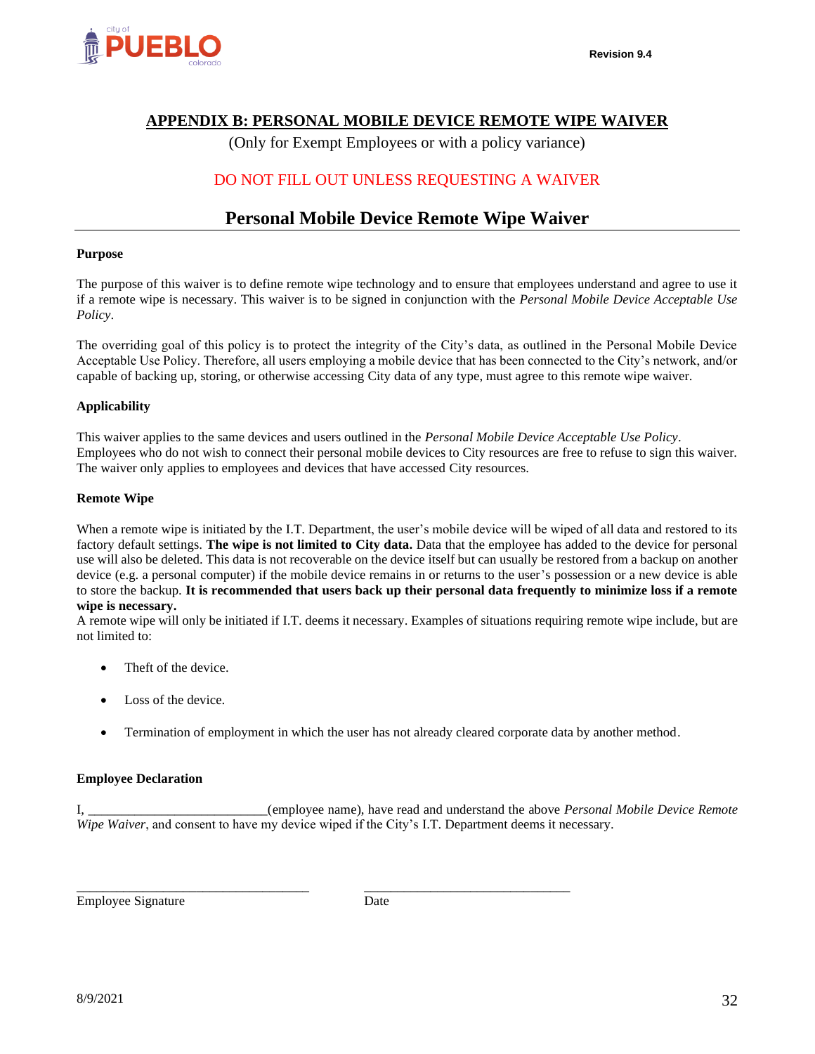## APPENDIX B: PERSONAL MOBILE DEVICE REMOTE WIPE WAIVER

(Only for Exempt Employees or with a policy variance)

DO NOT FILL OUT UNLESS REQUESTING A WAIVER

# Personal Mobile Device Remote Wipe Waiver

**Purpose**

The purpose of this waiver is to define remote wipe technology and to ensure that employees understand and agree to use it if a remote wipe is necessary. This waiver is to be signed in conjunction with the *Personal Mobile Device Acceptable Use Policy*.

The overriding goal of this policy is to protect the integrity of the City's data, as outlined in the Personal Mobile Device Acceptable Use Policy. Therefore, all users employing a mobile device that has been connected to the City's network, and/or capable of backing up, storing, or otherwise accessing City data of any type, must agree to this remote wipe waiver.

**Applicability**

This waiver applies to the same devices and users outlined in the *Personal Mobile Device Acceptable Use Policy*. Employees who do not wish to connect their personal mobile devices to City resources are free to refuse to sign this waiver. The waiver only applies to employees and devices that have accessed City resources.

**Remote Wipe**

When a remote wipe is initiated by the I.T. Department, the user's mobile device will be wiped of all data and restored to its factory default settings. **The wipe is not limited to City data.** Data that the employee has added to the device for personal use will also be deleted. This data is not recoverable on the device itself but can usually be restored from a backup on another device (e.g. a personal computer) if the mobile device remains in or returns to the user's possession or a new device is able to store the backup. **It is recommended that users back up their personal data frequently to minimize loss if a remote wipe is necessary.**

A remote wipe will only be initiated if I.T. deems it necessary. Examples of situations requiring remote wipe include, but are not limited to:

- Theft of the device.
- Loss of the device.
- Termination of employment in which the user has not already cleared corporate data by another method.

**Employee Declaration**

I, __________________________(employee name), have read and understand the above *Personal Mobile Device Remote Wipe Waiver*, and consent to have my device wiped if the City's I.T. Department deems it necessary.

___________________________________ ______________________________

Employee Signature Date